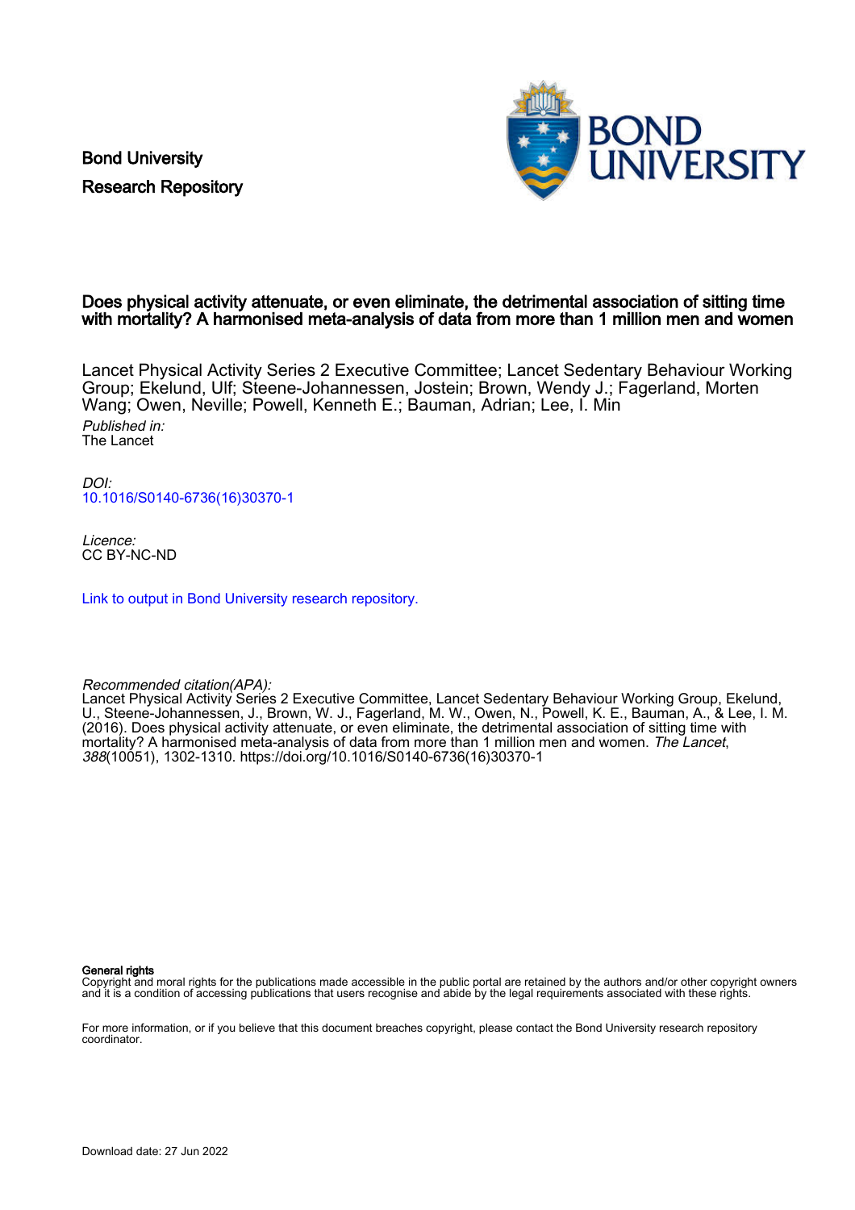Bond University

Research Repository

# Does physical activity attenuate, or even eliminate, the detrimental association of sitting time with mortality? A harmonised meta-analysis of data from more than 1 million men and women

Lancet Physical Activity Series 2 Executive Committee; Lancet Sedentary Behaviour Working Group; Ekelund, Ulf; Steene-Johannessen, Jostein; Brown, Wendy J.; Fagerland, Morten Wang; Owen, Neville; Powell, Kenneth E.; Bauman, Adrian; Lee, I. Min

*Published in:*
The Lancet

*DOI:*
10.1016/S0140-6736(16)30370-1

*Licence:*
CC BY-NC-ND

Link to output in Bond University research repository.

*Recommended citation(APA):*
Lancet Physical Activity Series 2 Executive Committee, Lancet Sedentary Behaviour Working Group, Ekelund, U., Steene-Johannessen, J., Brown, W. J., Fagerland, M. W., Owen, N., Powell, K. E., Bauman, A., & Lee, I. M. (2016). Does physical activity attenuate, or even eliminate, the detrimental association of sitting time with mortality? A harmonised meta-analysis of data from more than 1 million men and women. *The Lancet*, *388*(10051), 1302-1310. https://doi.org/10.1016/S0140-6736(16)30370-1

**General rights**
Copyright and moral rights for the publications made accessible in the public portal are retained by the authors and/or other copyright owners and it is a condition of accessing publications that users recognise and abide by the legal requirements associated with these rights.

For more information, or if you believe that this document breaches copyright, please contact the Bond University research repository coordinator.

Download date: 27 Jun 2022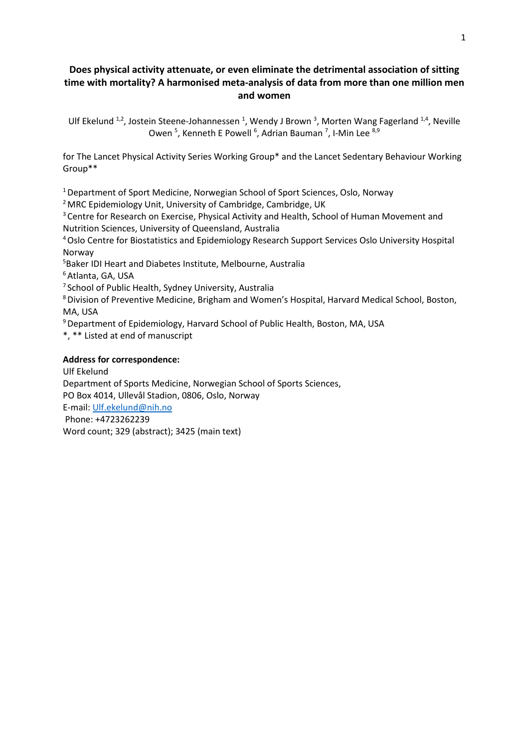**Does physical activity attenuate, or even eliminate the detrimental association of sitting time with mortality? A harmonised meta-analysis of data from more than one million men and women**

Ulf Ekelund [1,2], Jostein Steene-Johannessen [1], Wendy J Brown [3], Morten Wang Fagerland [1,4], Neville Owen [5], Kenneth E Powell [6], Adrian Bauman [7], I-Min Lee [8,9]

for The Lancet Physical Activity Series Working Group* and the Lancet Sedentary Behaviour Working Group**

[1] Department of Sport Medicine, Norwegian School of Sport Sciences, Oslo, Norway
[2] MRC Epidemiology Unit, University of Cambridge, Cambridge, UK
[3] Centre for Research on Exercise, Physical Activity and Health, School of Human Movement and Nutrition Sciences, University of Queensland, Australia
[4] Oslo Centre for Biostatistics and Epidemiology Research Support Services Oslo University Hospital Norway
[5] Baker IDI Heart and Diabetes Institute, Melbourne, Australia
[6] Atlanta, GA, USA
[7] School of Public Health, Sydney University, Australia
[8] Division of Preventive Medicine, Brigham and Women's Hospital, Harvard Medical School, Boston, MA, USA
[9] Department of Epidemiology, Harvard School of Public Health, Boston, MA, USA
*, ** Listed at end of manuscript

**Address for correspondence:**
Ulf Ekelund
Department of Sports Medicine, Norwegian School of Sports Sciences,
PO Box 4014, Ullevål Stadion, 0806, Oslo, Norway
E-mail: Ulf.ekelund@nih.no
Phone: +4723262239
Word count; 329 (abstract); 3425 (main text)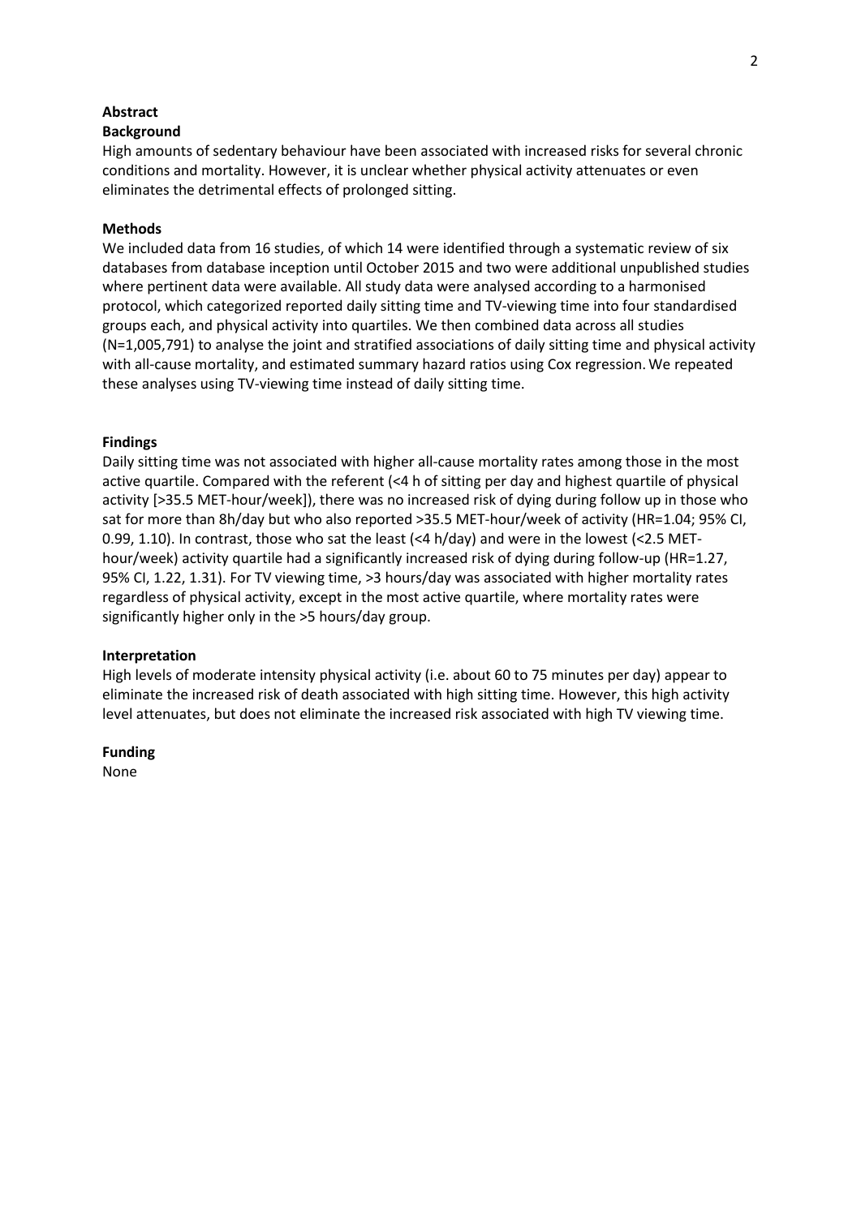## Abstract

### Background

High amounts of sedentary behaviour have been associated with increased risks for several chronic conditions and mortality. However, it is unclear whether physical activity attenuates or even eliminates the detrimental effects of prolonged sitting.

### Methods

We included data from 16 studies, of which 14 were identified through a systematic review of six databases from database inception until October 2015 and two were additional unpublished studies where pertinent data were available. All study data were analysed according to a harmonised protocol, which categorized reported daily sitting time and TV-viewing time into four standardised groups each, and physical activity into quartiles. We then combined data across all studies (N=1,005,791) to analyse the joint and stratified associations of daily sitting time and physical activity with all-cause mortality, and estimated summary hazard ratios using Cox regression. We repeated these analyses using TV-viewing time instead of daily sitting time.

### Findings

Daily sitting time was not associated with higher all-cause mortality rates among those in the most active quartile. Compared with the referent (<4 h of sitting per day and highest quartile of physical activity [>35.5 MET-hour/week]), there was no increased risk of dying during follow up in those who sat for more than 8h/day but who also reported >35.5 MET-hour/week of activity (HR=1.04; 95% CI, 0.99, 1.10). In contrast, those who sat the least (<4 h/day) and were in the lowest (<2.5 MET-hour/week) activity quartile had a significantly increased risk of dying during follow-up (HR=1.27, 95% CI, 1.22, 1.31). For TV viewing time, >3 hours/day was associated with higher mortality rates regardless of physical activity, except in the most active quartile, where mortality rates were significantly higher only in the >5 hours/day group.

### Interpretation

High levels of moderate intensity physical activity (i.e. about 60 to 75 minutes per day) appear to eliminate the increased risk of death associated with high sitting time. However, this high activity level attenuates, but does not eliminate the increased risk associated with high TV viewing time.

### Funding

None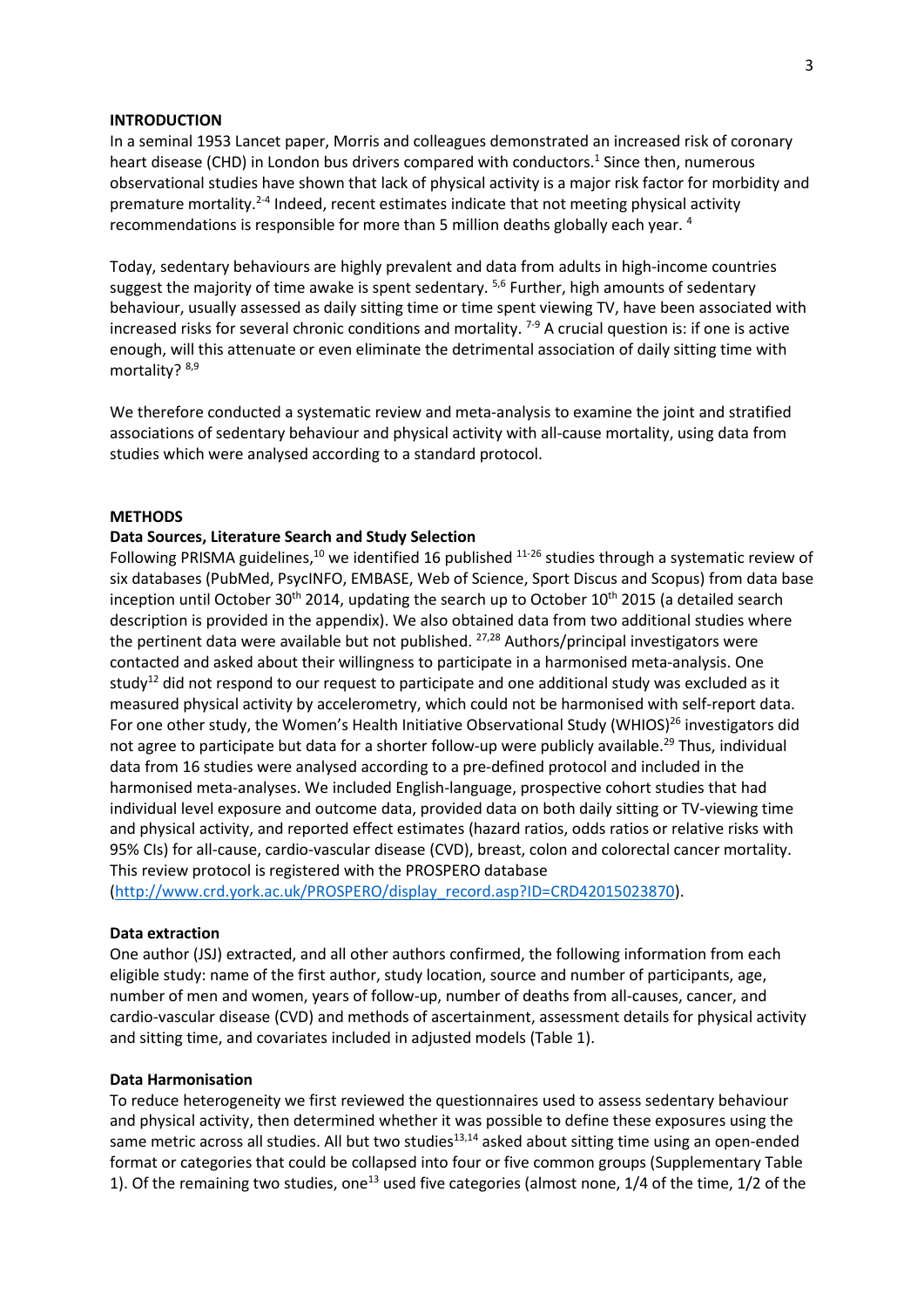## INTRODUCTION

In a seminal 1953 Lancet paper, Morris and colleagues demonstrated an increased risk of coronary heart disease (CHD) in London bus drivers compared with conductors.[1] Since then, numerous observational studies have shown that lack of physical activity is a major risk factor for morbidity and premature mortality.[2-4] Indeed, recent estimates indicate that not meeting physical activity recommendations is responsible for more than 5 million deaths globally each year. [4]

Today, sedentary behaviours are highly prevalent and data from adults in high-income countries suggest the majority of time awake is spent sedentary. [5,6] Further, high amounts of sedentary behaviour, usually assessed as daily sitting time or time spent viewing TV, have been associated with increased risks for several chronic conditions and mortality. [7-9] A crucial question is: if one is active enough, will this attenuate or even eliminate the detrimental association of daily sitting time with mortality? [8,9]

We therefore conducted a systematic review and meta-analysis to examine the joint and stratified associations of sedentary behaviour and physical activity with all-cause mortality, using data from studies which were analysed according to a standard protocol.

## METHODS

### Data Sources, Literature Search and Study Selection

Following PRISMA guidelines,[10] we identified 16 published [11-26] studies through a systematic review of six databases (PubMed, PsycINFO, EMBASE, Web of Science, Sport Discus and Scopus) from data base inception until October 30th 2014, updating the search up to October 10th 2015 (a detailed search description is provided in the appendix). We also obtained data from two additional studies where the pertinent data were available but not published. [27,28] Authors/principal investigators were contacted and asked about their willingness to participate in a harmonised meta-analysis. One study[12] did not respond to our request to participate and one additional study was excluded as it measured physical activity by accelerometry, which could not be harmonised with self-report data. For one other study, the Women's Health Initiative Observational Study (WHIOS)[26] investigators did not agree to participate but data for a shorter follow-up were publicly available.[29] Thus, individual data from 16 studies were analysed according to a pre-defined protocol and included in the harmonised meta-analyses. We included English-language, prospective cohort studies that had individual level exposure and outcome data, provided data on both daily sitting or TV-viewing time and physical activity, and reported effect estimates (hazard ratios, odds ratios or relative risks with 95% CIs) for all-cause, cardio-vascular disease (CVD), breast, colon and colorectal cancer mortality. This review protocol is registered with the PROSPERO database (http://www.crd.york.ac.uk/PROSPERO/display_record.asp?ID=CRD42015023870).

### Data extraction

One author (JSJ) extracted, and all other authors confirmed, the following information from each eligible study: name of the first author, study location, source and number of participants, age, number of men and women, years of follow-up, number of deaths from all-causes, cancer, and cardio-vascular disease (CVD) and methods of ascertainment, assessment details for physical activity and sitting time, and covariates included in adjusted models (Table 1).

### Data Harmonisation

To reduce heterogeneity we first reviewed the questionnaires used to assess sedentary behaviour and physical activity, then determined whether it was possible to define these exposures using the same metric across all studies. All but two studies[13,14] asked about sitting time using an open-ended format or categories that could be collapsed into four or five common groups (Supplementary Table 1). Of the remaining two studies, one[13] used five categories (almost none, 1/4 of the time, 1/2 of the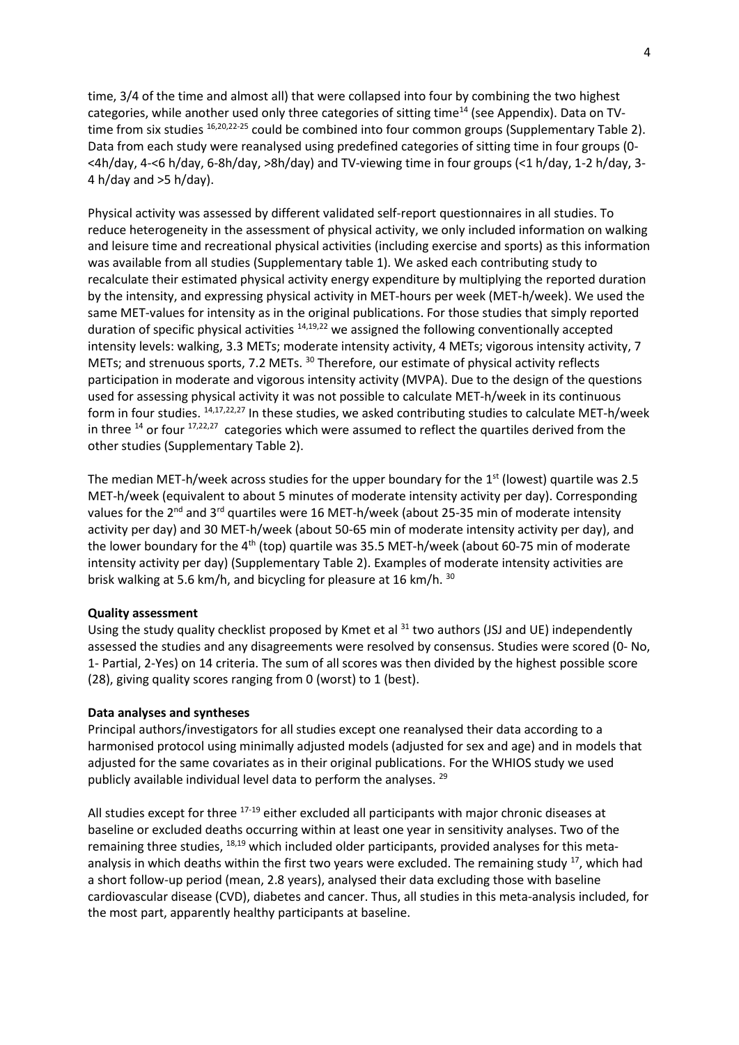time, 3/4 of the time and almost all) that were collapsed into four by combining the two highest categories, while another used only three categories of sitting time[14] (see Appendix). Data on TV-time from six studies [16,20,22-25] could be combined into four common groups (Supplementary Table 2). Data from each study were reanalysed using predefined categories of sitting time in four groups (0-<4h/day, 4-<6 h/day, 6-8h/day, >8h/day) and TV-viewing time in four groups (<1 h/day, 1-2 h/day, 3-4 h/day and >5 h/day).

Physical activity was assessed by different validated self-report questionnaires in all studies. To reduce heterogeneity in the assessment of physical activity, we only included information on walking and leisure time and recreational physical activities (including exercise and sports) as this information was available from all studies (Supplementary table 1). We asked each contributing study to recalculate their estimated physical activity energy expenditure by multiplying the reported duration by the intensity, and expressing physical activity in MET-hours per week (MET-h/week). We used the same MET-values for intensity as in the original publications. For those studies that simply reported duration of specific physical activities [14,19,22] we assigned the following conventionally accepted intensity levels: walking, 3.3 METs; moderate intensity activity, 4 METs; vigorous intensity activity, 7 METs; and strenuous sports, 7.2 METs. [30] Therefore, our estimate of physical activity reflects participation in moderate and vigorous intensity activity (MVPA). Due to the design of the questions used for assessing physical activity it was not possible to calculate MET-h/week in its continuous form in four studies. [14,17,22,27] In these studies, we asked contributing studies to calculate MET-h/week in three [14] or four [17,22,27] categories which were assumed to reflect the quartiles derived from the other studies (Supplementary Table 2).

The median MET-h/week across studies for the upper boundary for the 1st (lowest) quartile was 2.5 MET-h/week (equivalent to about 5 minutes of moderate intensity activity per day). Corresponding values for the 2nd and 3rd quartiles were 16 MET-h/week (about 25-35 min of moderate intensity activity per day) and 30 MET-h/week (about 50-65 min of moderate intensity activity per day), and the lower boundary for the 4th (top) quartile was 35.5 MET-h/week (about 60-75 min of moderate intensity activity per day) (Supplementary Table 2). Examples of moderate intensity activities are brisk walking at 5.6 km/h, and bicycling for pleasure at 16 km/h. [30]

**Quality assessment**

Using the study quality checklist proposed by Kmet et al [31] two authors (JSJ and UE) independently assessed the studies and any disagreements were resolved by consensus. Studies were scored (0- No, 1- Partial, 2-Yes) on 14 criteria. The sum of all scores was then divided by the highest possible score (28), giving quality scores ranging from 0 (worst) to 1 (best).

**Data analyses and syntheses**

Principal authors/investigators for all studies except one reanalysed their data according to a harmonised protocol using minimally adjusted models (adjusted for sex and age) and in models that adjusted for the same covariates as in their original publications. For the WHIOS study we used publicly available individual level data to perform the analyses. [29]

All studies except for three [17-19] either excluded all participants with major chronic diseases at baseline or excluded deaths occurring within at least one year in sensitivity analyses. Two of the remaining three studies, [18,19] which included older participants, provided analyses for this meta-analysis in which deaths within the first two years were excluded. The remaining study [17], which had a short follow-up period (mean, 2.8 years), analysed their data excluding those with baseline cardiovascular disease (CVD), diabetes and cancer. Thus, all studies in this meta-analysis included, for the most part, apparently healthy participants at baseline.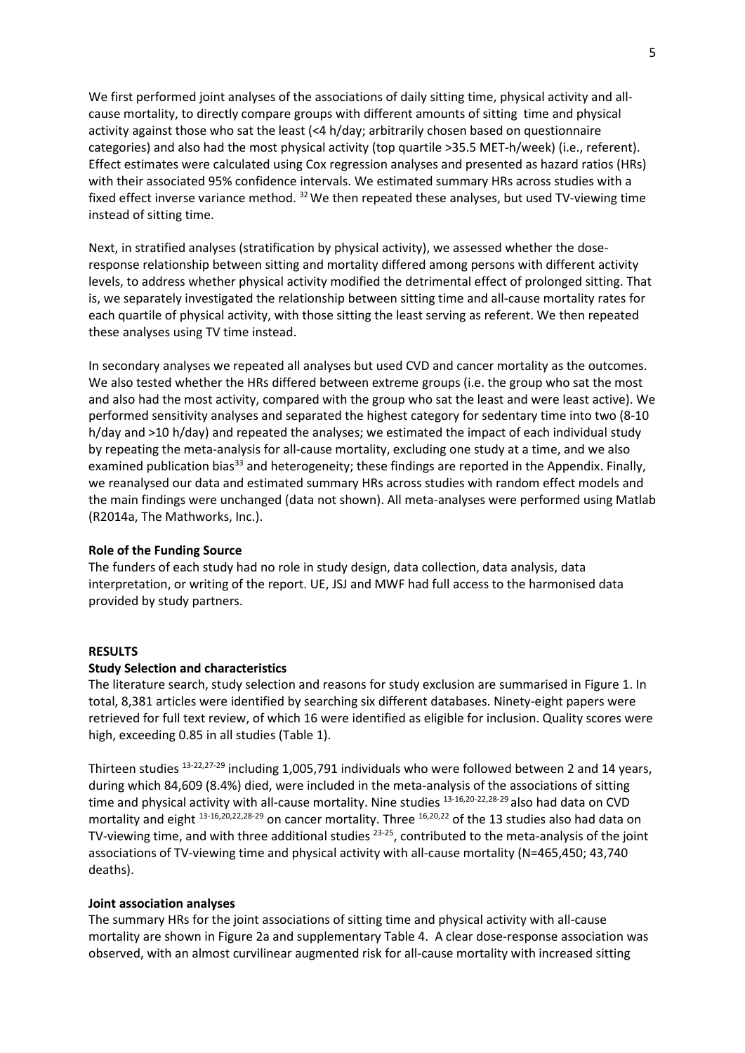We first performed joint analyses of the associations of daily sitting time, physical activity and all-cause mortality, to directly compare groups with different amounts of sitting time and physical activity against those who sat the least (<4 h/day; arbitrarily chosen based on questionnaire categories) and also had the most physical activity (top quartile >35.5 MET-h/week) (i.e., referent). Effect estimates were calculated using Cox regression analyses and presented as hazard ratios (HRs) with their associated 95% confidence intervals. We estimated summary HRs across studies with a fixed effect inverse variance method. [32] We then repeated these analyses, but used TV-viewing time instead of sitting time.

Next, in stratified analyses (stratification by physical activity), we assessed whether the dose-response relationship between sitting and mortality differed among persons with different activity levels, to address whether physical activity modified the detrimental effect of prolonged sitting. That is, we separately investigated the relationship between sitting time and all-cause mortality rates for each quartile of physical activity, with those sitting the least serving as referent. We then repeated these analyses using TV time instead.

In secondary analyses we repeated all analyses but used CVD and cancer mortality as the outcomes. We also tested whether the HRs differed between extreme groups (i.e. the group who sat the most and also had the most activity, compared with the group who sat the least and were least active). We performed sensitivity analyses and separated the highest category for sedentary time into two (8-10 h/day and >10 h/day) and repeated the analyses; we estimated the impact of each individual study by repeating the meta-analysis for all-cause mortality, excluding one study at a time, and we also examined publication bias[33] and heterogeneity; these findings are reported in the Appendix. Finally, we reanalysed our data and estimated summary HRs across studies with random effect models and the main findings were unchanged (data not shown). All meta-analyses were performed using Matlab (R2014a, The Mathworks, Inc.).

**Role of the Funding Source**

The funders of each study had no role in study design, data collection, data analysis, data interpretation, or writing of the report. UE, JSJ and MWF had full access to the harmonised data provided by study partners.

## RESULTS

### Study Selection and characteristics

The literature search, study selection and reasons for study exclusion are summarised in Figure 1. In total, 8,381 articles were identified by searching six different databases. Ninety-eight papers were retrieved for full text review, of which 16 were identified as eligible for inclusion. Quality scores were high, exceeding 0.85 in all studies (Table 1).

Thirteen studies [13-22,27-29] including 1,005,791 individuals who were followed between 2 and 14 years, during which 84,609 (8.4%) died, were included in the meta-analysis of the associations of sitting time and physical activity with all-cause mortality. Nine studies [13-16,20-22,28-29] also had data on CVD mortality and eight [13-16,20,22,28-29] on cancer mortality. Three [16,20,22] of the 13 studies also had data on TV-viewing time, and with three additional studies [23-25], contributed to the meta-analysis of the joint associations of TV-viewing time and physical activity with all-cause mortality (N=465,450; 43,740 deaths).

### Joint association analyses

The summary HRs for the joint associations of sitting time and physical activity with all-cause mortality are shown in Figure 2a and supplementary Table 4. A clear dose-response association was observed, with an almost curvilinear augmented risk for all-cause mortality with increased sitting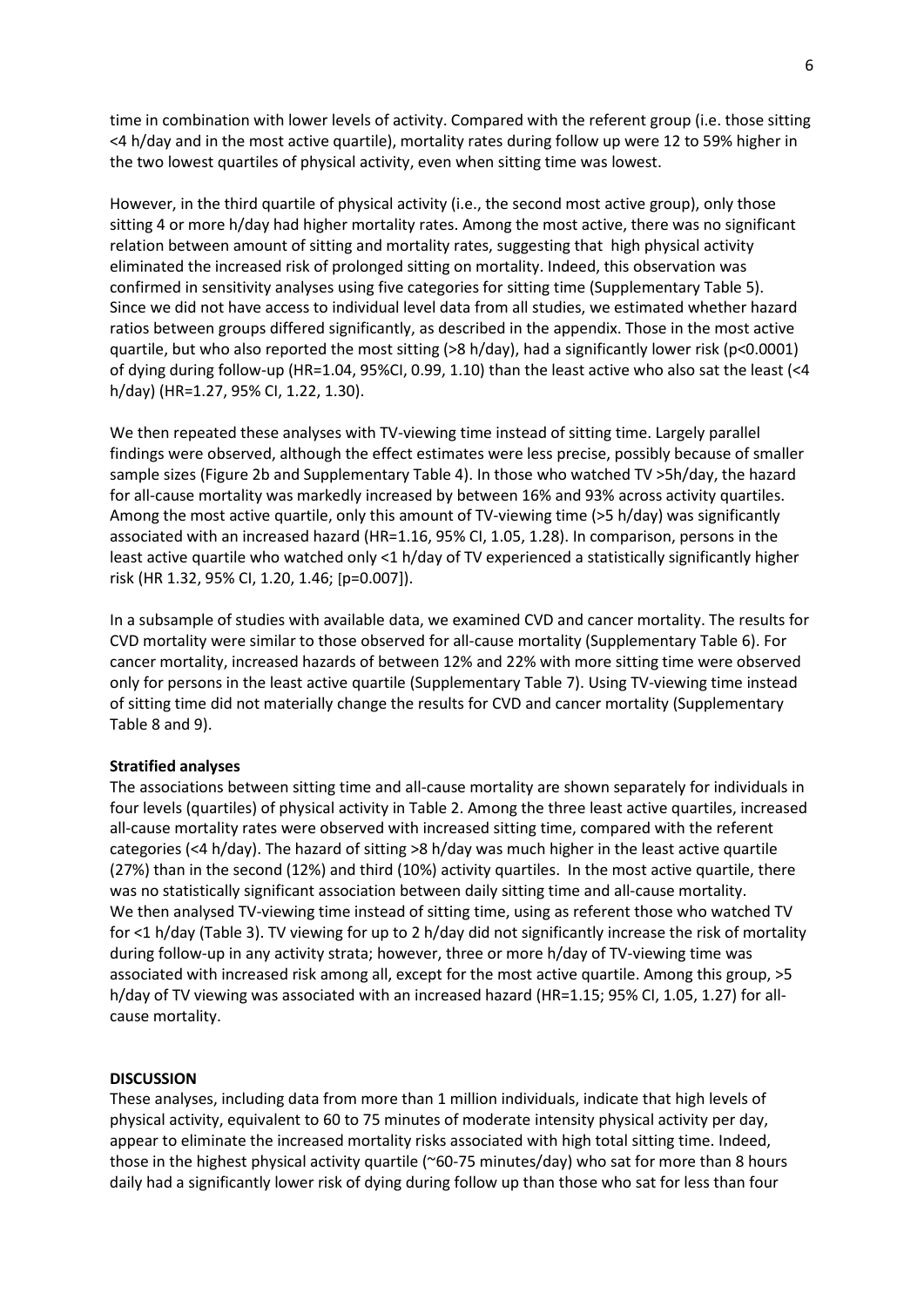time in combination with lower levels of activity. Compared with the referent group (i.e. those sitting <4 h/day and in the most active quartile), mortality rates during follow up were 12 to 59% higher in the two lowest quartiles of physical activity, even when sitting time was lowest.

However, in the third quartile of physical activity (i.e., the second most active group), only those sitting 4 or more h/day had higher mortality rates. Among the most active, there was no significant relation between amount of sitting and mortality rates, suggesting that high physical activity eliminated the increased risk of prolonged sitting on mortality. Indeed, this observation was confirmed in sensitivity analyses using five categories for sitting time (Supplementary Table 5). Since we did not have access to individual level data from all studies, we estimated whether hazard ratios between groups differed significantly, as described in the appendix. Those in the most active quartile, but who also reported the most sitting (>8 h/day), had a significantly lower risk ($p<0.0001$) of dying during follow-up (HR=1.04, 95%CI, 0.99, 1.10) than the least active who also sat the least (<4 h/day) (HR=1.27, 95% CI, 1.22, 1.30).

We then repeated these analyses with TV-viewing time instead of sitting time. Largely parallel findings were observed, although the effect estimates were less precise, possibly because of smaller sample sizes (Figure 2b and Supplementary Table 4). In those who watched TV >5h/day, the hazard for all-cause mortality was markedly increased by between 16% and 93% across activity quartiles. Among the most active quartile, only this amount of TV-viewing time (>5 h/day) was significantly associated with an increased hazard (HR=1.16, 95% CI, 1.05, 1.28). In comparison, persons in the least active quartile who watched only <1 h/day of TV experienced a statistically significantly higher risk (HR 1.32, 95% CI, 1.20, 1.46; [$p=0.007$]).

In a subsample of studies with available data, we examined CVD and cancer mortality. The results for CVD mortality were similar to those observed for all-cause mortality (Supplementary Table 6). For cancer mortality, increased hazards of between 12% and 22% with more sitting time were observed only for persons in the least active quartile (Supplementary Table 7). Using TV-viewing time instead of sitting time did not materially change the results for CVD and cancer mortality (Supplementary Table 8 and 9).

**Stratified analyses**

The associations between sitting time and all-cause mortality are shown separately for individuals in four levels (quartiles) of physical activity in Table 2. Among the three least active quartiles, increased all-cause mortality rates were observed with increased sitting time, compared with the referent categories (<4 h/day). The hazard of sitting >8 h/day was much higher in the least active quartile (27%) than in the second (12%) and third (10%) activity quartiles. In the most active quartile, there was no statistically significant association between daily sitting time and all-cause mortality.
We then analysed TV-viewing time instead of sitting time, using as referent those who watched TV for <1 h/day (Table 3). TV viewing for up to 2 h/day did not significantly increase the risk of mortality during follow-up in any activity strata; however, three or more h/day of TV-viewing time was associated with increased risk among all, except for the most active quartile. Among this group, >5 h/day of TV viewing was associated with an increased hazard (HR=1.15; 95% CI, 1.05, 1.27) for all-cause mortality.

**DISCUSSION**

These analyses, including data from more than 1 million individuals, indicate that high levels of physical activity, equivalent to 60 to 75 minutes of moderate intensity physical activity per day, appear to eliminate the increased mortality risks associated with high total sitting time. Indeed, those in the highest physical activity quartile (~60-75 minutes/day) who sat for more than 8 hours daily had a significantly lower risk of dying during follow up than those who sat for less than four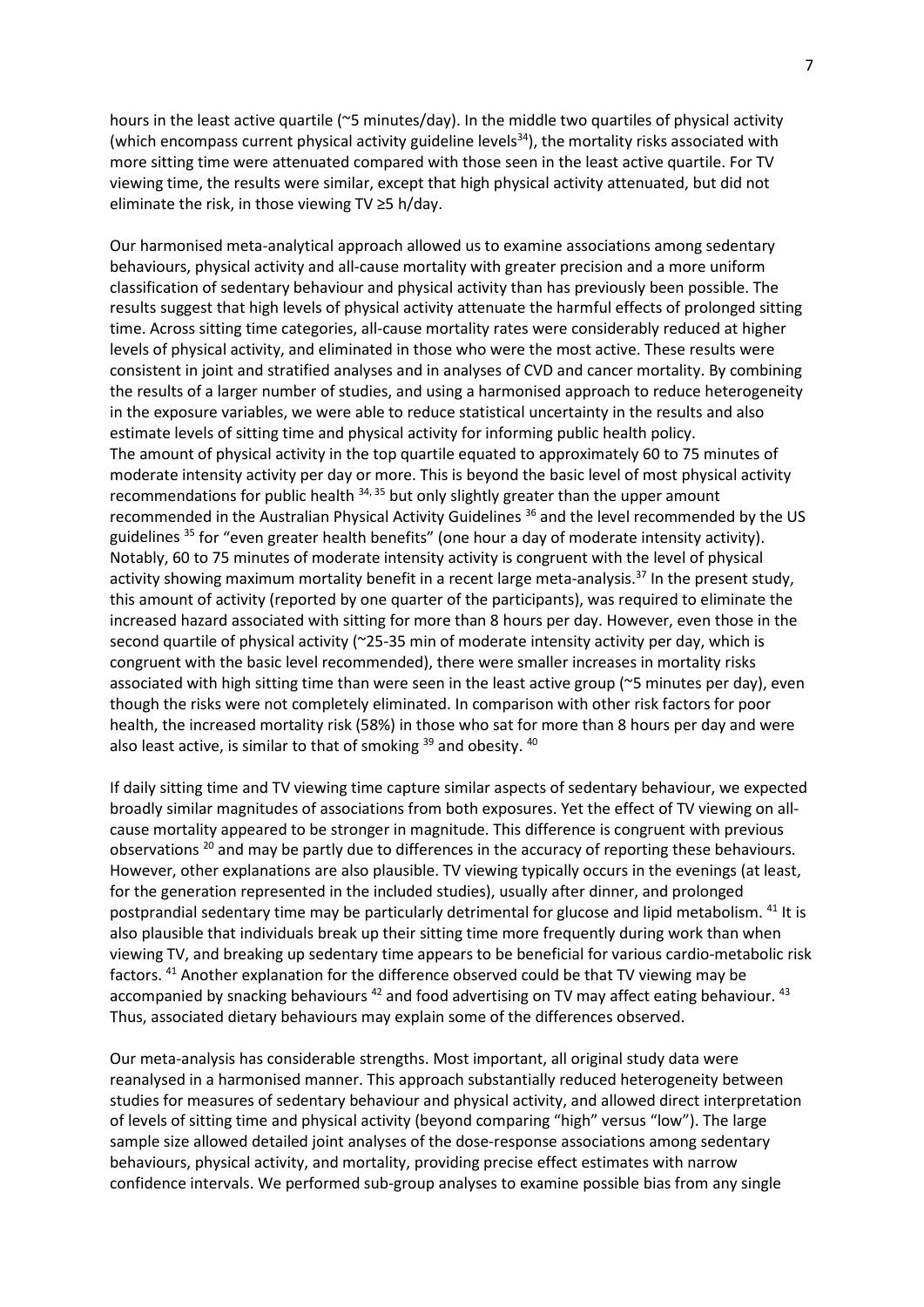hours in the least active quartile (~5 minutes/day). In the middle two quartiles of physical activity (which encompass current physical activity guideline levels[34]), the mortality risks associated with more sitting time were attenuated compared with those seen in the least active quartile. For TV viewing time, the results were similar, except that high physical activity attenuated, but did not eliminate the risk, in those viewing TV ≥5 h/day.

Our harmonised meta-analytical approach allowed us to examine associations among sedentary behaviours, physical activity and all-cause mortality with greater precision and a more uniform classification of sedentary behaviour and physical activity than has previously been possible. The results suggest that high levels of physical activity attenuate the harmful effects of prolonged sitting time. Across sitting time categories, all-cause mortality rates were considerably reduced at higher levels of physical activity, and eliminated in those who were the most active. These results were consistent in joint and stratified analyses and in analyses of CVD and cancer mortality. By combining the results of a larger number of studies, and using a harmonised approach to reduce heterogeneity in the exposure variables, we were able to reduce statistical uncertainty in the results and also estimate levels of sitting time and physical activity for informing public health policy.

The amount of physical activity in the top quartile equated to approximately 60 to 75 minutes of moderate intensity activity per day or more. This is beyond the basic level of most physical activity recommendations for public health [34, 35] but only slightly greater than the upper amount recommended in the Australian Physical Activity Guidelines [36] and the level recommended by the US guidelines [35] for "even greater health benefits" (one hour a day of moderate intensity activity). Notably, 60 to 75 minutes of moderate intensity activity is congruent with the level of physical activity showing maximum mortality benefit in a recent large meta-analysis.[37] In the present study, this amount of activity (reported by one quarter of the participants), was required to eliminate the increased hazard associated with sitting for more than 8 hours per day. However, even those in the second quartile of physical activity (~25-35 min of moderate intensity activity per day, which is congruent with the basic level recommended), there were smaller increases in mortality risks associated with high sitting time than were seen in the least active group (~5 minutes per day), even though the risks were not completely eliminated. In comparison with other risk factors for poor health, the increased mortality risk (58%) in those who sat for more than 8 hours per day and were also least active, is similar to that of smoking [39] and obesity. [40]

If daily sitting time and TV viewing time capture similar aspects of sedentary behaviour, we expected broadly similar magnitudes of associations from both exposures. Yet the effect of TV viewing on all-cause mortality appeared to be stronger in magnitude. This difference is congruent with previous observations [20] and may be partly due to differences in the accuracy of reporting these behaviours. However, other explanations are also plausible. TV viewing typically occurs in the evenings (at least, for the generation represented in the included studies), usually after dinner, and prolonged postprandial sedentary time may be particularly detrimental for glucose and lipid metabolism. [41] It is also plausible that individuals break up their sitting time more frequently during work than when viewing TV, and breaking up sedentary time appears to be beneficial for various cardio-metabolic risk factors. [41] Another explanation for the difference observed could be that TV viewing may be accompanied by snacking behaviours [42] and food advertising on TV may affect eating behaviour. [43] Thus, associated dietary behaviours may explain some of the differences observed.

Our meta-analysis has considerable strengths. Most important, all original study data were reanalysed in a harmonised manner. This approach substantially reduced heterogeneity between studies for measures of sedentary behaviour and physical activity, and allowed direct interpretation of levels of sitting time and physical activity (beyond comparing "high" versus "low"). The large sample size allowed detailed joint analyses of the dose-response associations among sedentary behaviours, physical activity, and mortality, providing precise effect estimates with narrow confidence intervals. We performed sub-group analyses to examine possible bias from any single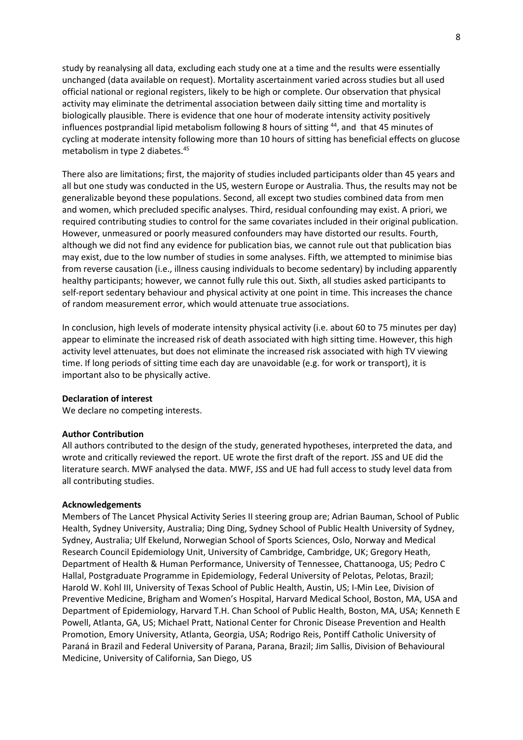study by reanalysing all data, excluding each study one at a time and the results were essentially unchanged (data available on request). Mortality ascertainment varied across studies but all used official national or regional registers, likely to be high or complete. Our observation that physical activity may eliminate the detrimental association between daily sitting time and mortality is biologically plausible. There is evidence that one hour of moderate intensity activity positively influences postprandial lipid metabolism following 8 hours of sitting [44], and that 45 minutes of cycling at moderate intensity following more than 10 hours of sitting has beneficial effects on glucose metabolism in type 2 diabetes.[45]

There also are limitations; first, the majority of studies included participants older than 45 years and all but one study was conducted in the US, western Europe or Australia. Thus, the results may not be generalizable beyond these populations. Second, all except two studies combined data from men and women, which precluded specific analyses. Third, residual confounding may exist. A priori, we required contributing studies to control for the same covariates included in their original publication. However, unmeasured or poorly measured confounders may have distorted our results. Fourth, although we did not find any evidence for publication bias, we cannot rule out that publication bias may exist, due to the low number of studies in some analyses. Fifth, we attempted to minimise bias from reverse causation (i.e., illness causing individuals to become sedentary) by including apparently healthy participants; however, we cannot fully rule this out. Sixth, all studies asked participants to self-report sedentary behaviour and physical activity at one point in time. This increases the chance of random measurement error, which would attenuate true associations.

In conclusion, high levels of moderate intensity physical activity (i.e. about 60 to 75 minutes per day) appear to eliminate the increased risk of death associated with high sitting time. However, this high activity level attenuates, but does not eliminate the increased risk associated with high TV viewing time. If long periods of sitting time each day are unavoidable (e.g. for work or transport), it is important also to be physically active.

**Declaration of interest**

We declare no competing interests.

**Author Contribution**

All authors contributed to the design of the study, generated hypotheses, interpreted the data, and wrote and critically reviewed the report. UE wrote the first draft of the report. JSS and UE did the literature search. MWF analysed the data. MWF, JSS and UE had full access to study level data from all contributing studies.

**Acknowledgements**

Members of The Lancet Physical Activity Series II steering group are; Adrian Bauman, School of Public Health, Sydney University, Australia; Ding Ding, Sydney School of Public Health University of Sydney, Sydney, Australia; Ulf Ekelund, Norwegian School of Sports Sciences, Oslo, Norway and Medical Research Council Epidemiology Unit, University of Cambridge, Cambridge, UK; Gregory Heath, Department of Health & Human Performance, University of Tennessee, Chattanooga, US; Pedro C Hallal, Postgraduate Programme in Epidemiology, Federal University of Pelotas, Pelotas, Brazil; Harold W. Kohl III, University of Texas School of Public Health, Austin, US; I-Min Lee, Division of Preventive Medicine, Brigham and Women's Hospital, Harvard Medical School, Boston, MA, USA and Department of Epidemiology, Harvard T.H. Chan School of Public Health, Boston, MA, USA; Kenneth E Powell, Atlanta, GA, US; Michael Pratt, National Center for Chronic Disease Prevention and Health Promotion, Emory University, Atlanta, Georgia, USA; Rodrigo Reis, Pontiff Catholic University of Paraná in Brazil and Federal University of Parana, Parana, Brazil; Jim Sallis, Division of Behavioural Medicine, University of California, San Diego, US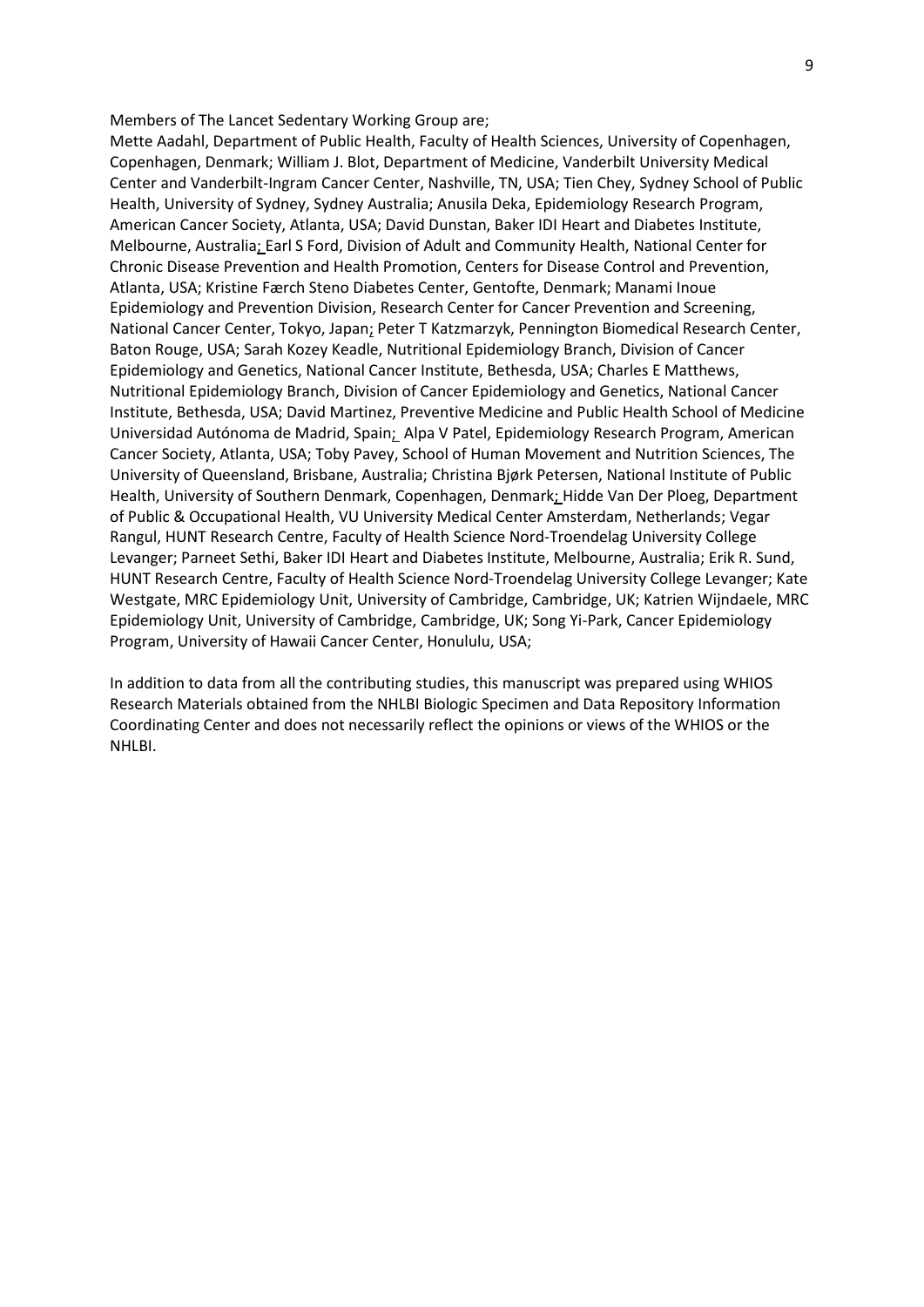Members of The Lancet Sedentary Working Group are;

Mette Aadahl, Department of Public Health, Faculty of Health Sciences, University of Copenhagen, Copenhagen, Denmark; William J. Blot, Department of Medicine, Vanderbilt University Medical Center and Vanderbilt-Ingram Cancer Center, Nashville, TN, USA; Tien Chey, Sydney School of Public Health, University of Sydney, Sydney Australia; Anusila Deka, Epidemiology Research Program, American Cancer Society, Atlanta, USA; David Dunstan, Baker IDI Heart and Diabetes Institute, Melbourne, Australia; Earl S Ford, Division of Adult and Community Health, National Center for Chronic Disease Prevention and Health Promotion, Centers for Disease Control and Prevention, Atlanta, USA; Kristine Færch Steno Diabetes Center, Gentofte, Denmark; Manami Inoue Epidemiology and Prevention Division, Research Center for Cancer Prevention and Screening, National Cancer Center, Tokyo, Japan; Peter T Katzmarzyk, Pennington Biomedical Research Center, Baton Rouge, USA; Sarah Kozey Keadle, Nutritional Epidemiology Branch, Division of Cancer Epidemiology and Genetics, National Cancer Institute, Bethesda, USA; Charles E Matthews, Nutritional Epidemiology Branch, Division of Cancer Epidemiology and Genetics, National Cancer Institute, Bethesda, USA; David Martinez, Preventive Medicine and Public Health School of Medicine Universidad Autónoma de Madrid, Spain; Alpa V Patel, Epidemiology Research Program, American Cancer Society, Atlanta, USA; Toby Pavey, School of Human Movement and Nutrition Sciences, The University of Queensland, Brisbane, Australia; Christina Bjørk Petersen, National Institute of Public Health, University of Southern Denmark, Copenhagen, Denmark; Hidde Van Der Ploeg, Department of Public & Occupational Health, VU University Medical Center Amsterdam, Netherlands; Vegar Rangul, HUNT Research Centre, Faculty of Health Science Nord-Troendelag University College Levanger; Parneet Sethi, Baker IDI Heart and Diabetes Institute, Melbourne, Australia; Erik R. Sund, HUNT Research Centre, Faculty of Health Science Nord-Troendelag University College Levanger; Kate Westgate, MRC Epidemiology Unit, University of Cambridge, Cambridge, UK; Katrien Wijndaele, MRC Epidemiology Unit, University of Cambridge, Cambridge, UK; Song Yi-Park, Cancer Epidemiology Program, University of Hawaii Cancer Center, Honululu, USA;

In addition to data from all the contributing studies, this manuscript was prepared using WHIOS Research Materials obtained from the NHLBI Biologic Specimen and Data Repository Information Coordinating Center and does not necessarily reflect the opinions or views of the WHIOS or the NHLBI.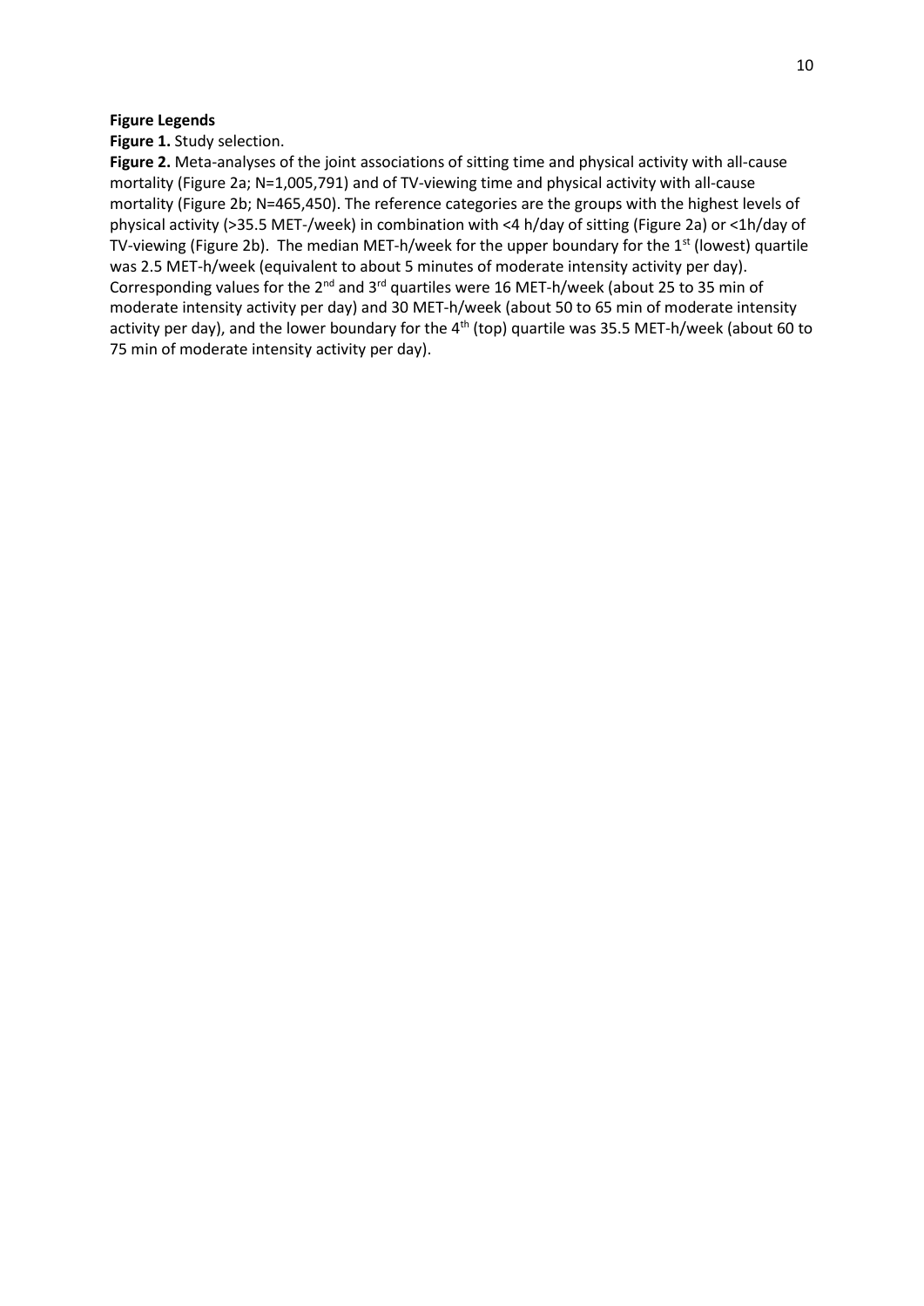**Figure Legends**

**Figure 1.** Study selection.

**Figure 2.** Meta-analyses of the joint associations of sitting time and physical activity with all-cause mortality (Figure 2a; N=1,005,791) and of TV-viewing time and physical activity with all-cause mortality (Figure 2b; N=465,450). The reference categories are the groups with the highest levels of physical activity (>35.5 MET-/week) in combination with <4 h/day of sitting (Figure 2a) or <1h/day of TV-viewing (Figure 2b). The median MET-h/week for the upper boundary for the 1st (lowest) quartile was 2.5 MET-h/week (equivalent to about 5 minutes of moderate intensity activity per day). Corresponding values for the 2nd and 3rd quartiles were 16 MET-h/week (about 25 to 35 min of moderate intensity activity per day) and 30 MET-h/week (about 50 to 65 min of moderate intensity activity per day), and the lower boundary for the 4th (top) quartile was 35.5 MET-h/week (about 60 to 75 min of moderate intensity activity per day).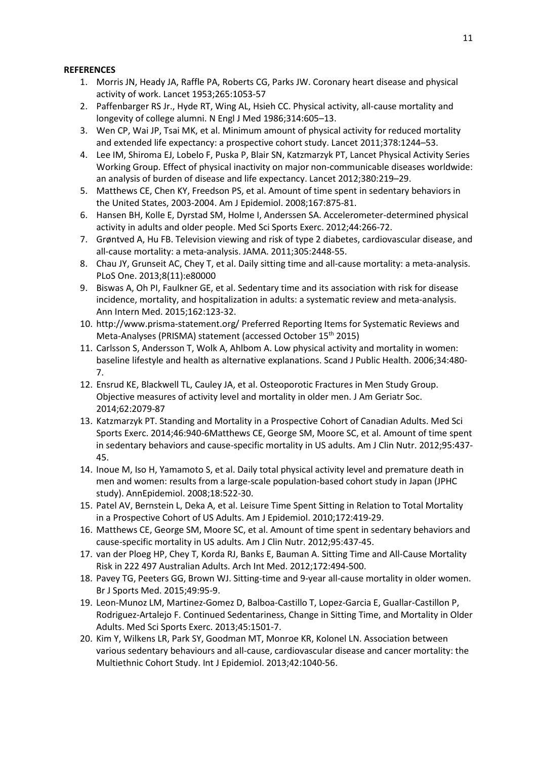**REFERENCES**

1. Morris JN, Heady JA, Raffle PA, Roberts CG, Parks JW. Coronary heart disease and physical activity of work. Lancet 1953;265:1053-57
2. Paffenbarger RS Jr., Hyde RT, Wing AL, Hsieh CC. Physical activity, all-cause mortality and longevity of college alumni. N Engl J Med 1986;314:605–13.
3. Wen CP, Wai JP, Tsai MK, et al. Minimum amount of physical activity for reduced mortality and extended life expectancy: a prospective cohort study. Lancet 2011;378:1244–53.
4. Lee IM, Shiroma EJ, Lobelo F, Puska P, Blair SN, Katzmarzyk PT, Lancet Physical Activity Series Working Group. Effect of physical inactivity on major non-communicable diseases worldwide: an analysis of burden of disease and life expectancy. Lancet 2012;380:219–29.
5. Matthews CE, Chen KY, Freedson PS, et al. Amount of time spent in sedentary behaviors in the United States, 2003-2004. Am J Epidemiol. 2008;167:875-81.
6. Hansen BH, Kolle E, Dyrstad SM, Holme I, Anderssen SA. Accelerometer-determined physical activity in adults and older people. Med Sci Sports Exerc. 2012;44:266-72.
7. Grøntved A, Hu FB. Television viewing and risk of type 2 diabetes, cardiovascular disease, and all-cause mortality: a meta-analysis. JAMA. 2011;305:2448-55.
8. Chau JY, Grunseit AC, Chey T, et al. Daily sitting time and all-cause mortality: a meta-analysis. PLoS One. 2013;8(11):e80000
9. Biswas A, Oh PI, Faulkner GE, et al. Sedentary time and its association with risk for disease incidence, mortality, and hospitalization in adults: a systematic review and meta-analysis. Ann Intern Med. 2015;162:123-32.
10. http://www.prisma-statement.org/ Preferred Reporting Items for Systematic Reviews and Meta-Analyses (PRISMA) statement (accessed October 15th 2015)
11. Carlsson S, Andersson T, Wolk A, Ahlbom A. Low physical activity and mortality in women: baseline lifestyle and health as alternative explanations. Scand J Public Health. 2006;34:480-7.
12. Ensrud KE, Blackwell TL, Cauley JA, et al. Osteoporotic Fractures in Men Study Group. Objective measures of activity level and mortality in older men. J Am Geriatr Soc. 2014;62:2079-87
13. Katzmarzyk PT. Standing and Mortality in a Prospective Cohort of Canadian Adults. Med Sci Sports Exerc. 2014;46:940-6Matthews CE, George SM, Moore SC, et al. Amount of time spent in sedentary behaviors and cause-specific mortality in US adults. Am J Clin Nutr. 2012;95:437-45.
14. Inoue M, Iso H, Yamamoto S, et al. Daily total physical activity level and premature death in men and women: results from a large-scale population-based cohort study in Japan (JPHC study). AnnEpidemiol. 2008;18:522-30.
15. Patel AV, Bernstein L, Deka A, et al. Leisure Time Spent Sitting in Relation to Total Mortality in a Prospective Cohort of US Adults. Am J Epidemiol. 2010;172:419-29.
16. Matthews CE, George SM, Moore SC, et al. Amount of time spent in sedentary behaviors and cause-specific mortality in US adults. Am J Clin Nutr. 2012;95:437-45.
17. van der Ploeg HP, Chey T, Korda RJ, Banks E, Bauman A. Sitting Time and All-Cause Mortality Risk in 222 497 Australian Adults. Arch Int Med. 2012;172:494-500.
18. Pavey TG, Peeters GG, Brown WJ. Sitting-time and 9-year all-cause mortality in older women. Br J Sports Med. 2015;49:95-9.
19. Leon-Munoz LM, Martinez-Gomez D, Balboa-Castillo T, Lopez-Garcia E, Guallar-Castillon P, Rodriguez-Artalejo F. Continued Sedentariness, Change in Sitting Time, and Mortality in Older Adults. Med Sci Sports Exerc. 2013;45:1501-7.
20. Kim Y, Wilkens LR, Park SY, Goodman MT, Monroe KR, Kolonel LN. Association between various sedentary behaviours and all-cause, cardiovascular disease and cancer mortality: the Multiethnic Cohort Study. Int J Epidemiol. 2013;42:1040-56.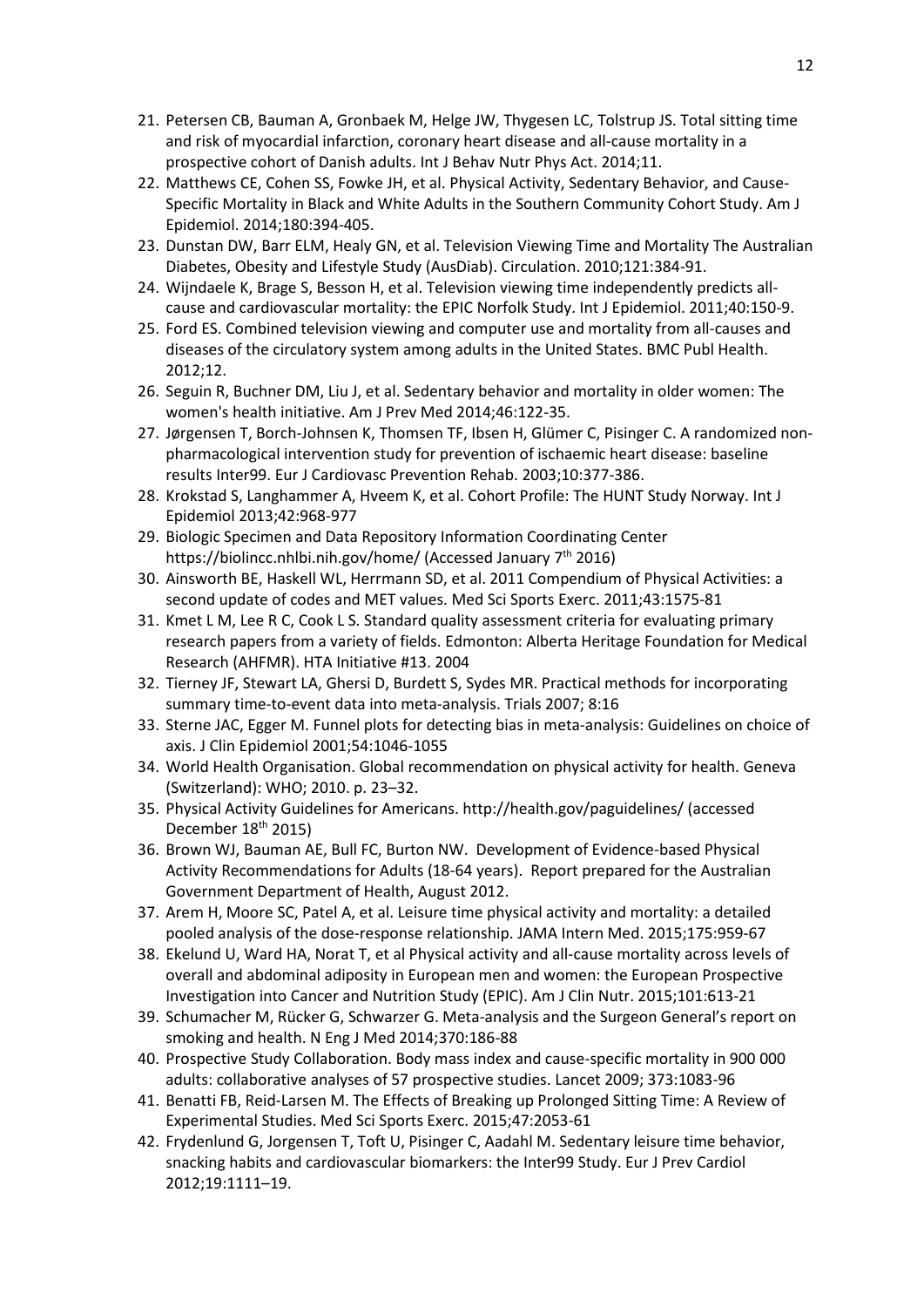21. Petersen CB, Bauman A, Gronbaek M, Helge JW, Thygesen LC, Tolstrup JS. Total sitting time and risk of myocardial infarction, coronary heart disease and all-cause mortality in a prospective cohort of Danish adults. Int J Behav Nutr Phys Act. 2014;11.
22. Matthews CE, Cohen SS, Fowke JH, et al. Physical Activity, Sedentary Behavior, and Cause-Specific Mortality in Black and White Adults in the Southern Community Cohort Study. Am J Epidemiol. 2014;180:394-405.
23. Dunstan DW, Barr ELM, Healy GN, et al. Television Viewing Time and Mortality The Australian Diabetes, Obesity and Lifestyle Study (AusDiab). Circulation. 2010;121:384-91.
24. Wijndaele K, Brage S, Besson H, et al. Television viewing time independently predicts all-cause and cardiovascular mortality: the EPIC Norfolk Study. Int J Epidemiol. 2011;40:150-9.
25. Ford ES. Combined television viewing and computer use and mortality from all-causes and diseases of the circulatory system among adults in the United States. BMC Publ Health. 2012;12.
26. Seguin R, Buchner DM, Liu J, et al. Sedentary behavior and mortality in older women: The women's health initiative. Am J Prev Med 2014;46:122-35.
27. Jørgensen T, Borch-Johnsen K, Thomsen TF, Ibsen H, Glümer C, Pisinger C. A randomized non-pharmacological intervention study for prevention of ischaemic heart disease: baseline results Inter99. Eur J Cardiovasc Prevention Rehab. 2003;10:377-386.
28. Krokstad S, Langhammer A, Hveem K, et al. Cohort Profile: The HUNT Study Norway. Int J Epidemiol 2013;42:968-977
29. Biologic Specimen and Data Repository Information Coordinating Center https://biolincc.nhlbi.nih.gov/home/ (Accessed January 7th 2016)
30. Ainsworth BE, Haskell WL, Herrmann SD, et al. 2011 Compendium of Physical Activities: a second update of codes and MET values. Med Sci Sports Exerc. 2011;43:1575-81
31. Kmet L M, Lee R C, Cook L S. Standard quality assessment criteria for evaluating primary research papers from a variety of fields. Edmonton: Alberta Heritage Foundation for Medical Research (AHFMR). HTA Initiative #13. 2004
32. Tierney JF, Stewart LA, Ghersi D, Burdett S, Sydes MR. Practical methods for incorporating summary time-to-event data into meta-analysis. Trials 2007; 8:16
33. Sterne JAC, Egger M. Funnel plots for detecting bias in meta-analysis: Guidelines on choice of axis. J Clin Epidemiol 2001;54:1046-1055
34. World Health Organisation. Global recommendation on physical activity for health. Geneva (Switzerland): WHO; 2010. p. 23–32.
35. Physical Activity Guidelines for Americans. http://health.gov/paguidelines/ (accessed December 18th 2015)
36. Brown WJ, Bauman AE, Bull FC, Burton NW. Development of Evidence-based Physical Activity Recommendations for Adults (18-64 years). Report prepared for the Australian Government Department of Health, August 2012.
37. Arem H, Moore SC, Patel A, et al. Leisure time physical activity and mortality: a detailed pooled analysis of the dose-response relationship. JAMA Intern Med. 2015;175:959-67
38. Ekelund U, Ward HA, Norat T, et al Physical activity and all-cause mortality across levels of overall and abdominal adiposity in European men and women: the European Prospective Investigation into Cancer and Nutrition Study (EPIC). Am J Clin Nutr. 2015;101:613-21
39. Schumacher M, Rücker G, Schwarzer G. Meta-analysis and the Surgeon General's report on smoking and health. N Eng J Med 2014;370:186-88
40. Prospective Study Collaboration. Body mass index and cause-specific mortality in 900 000 adults: collaborative analyses of 57 prospective studies. Lancet 2009; 373:1083-96
41. Benatti FB, Reid-Larsen M. The Effects of Breaking up Prolonged Sitting Time: A Review of Experimental Studies. Med Sci Sports Exerc. 2015;47:2053-61
42. Frydenlund G, Jorgensen T, Toft U, Pisinger C, Aadahl M. Sedentary leisure time behavior, snacking habits and cardiovascular biomarkers: the Inter99 Study. Eur J Prev Cardiol 2012;19:1111–19.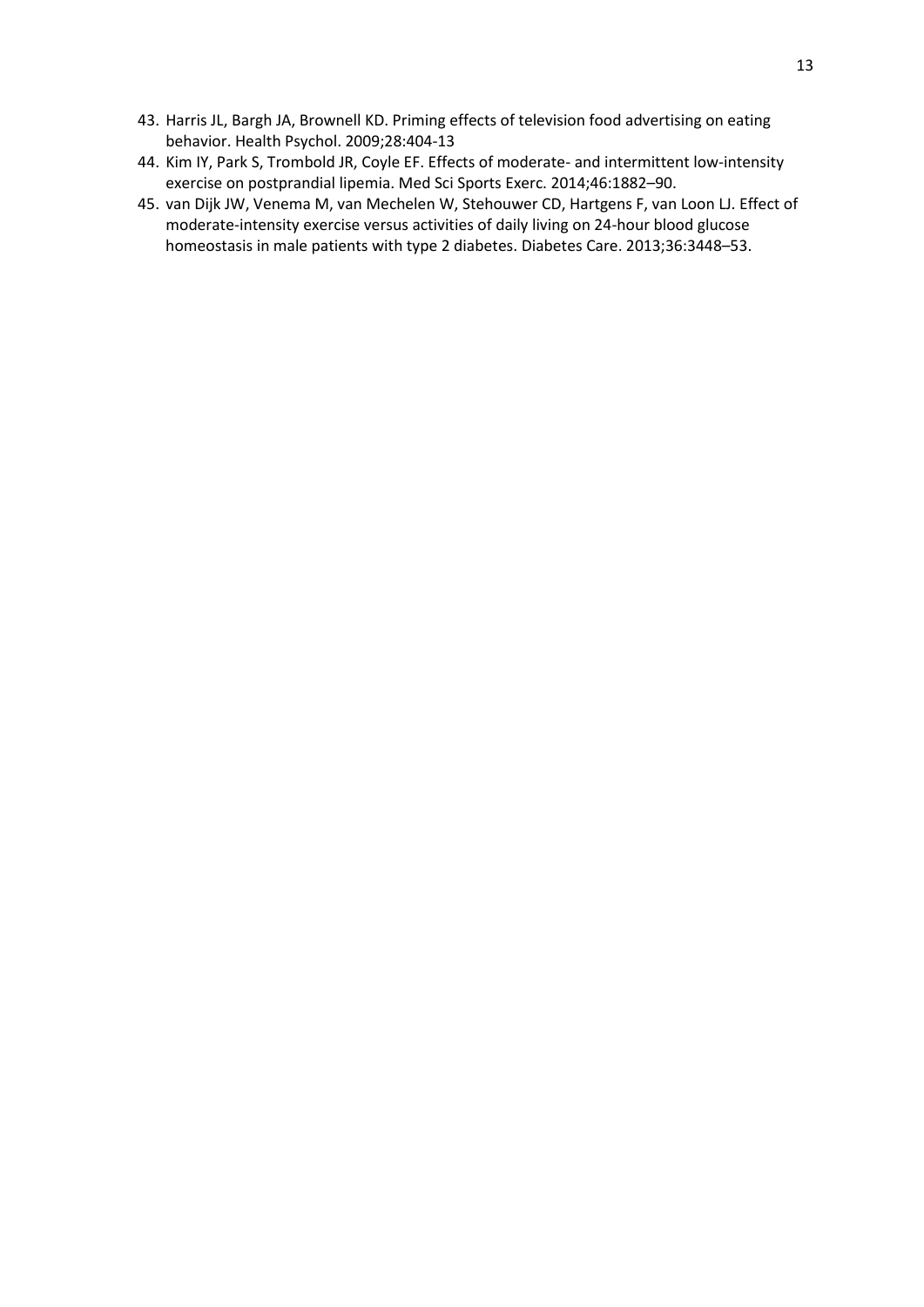43. Harris JL, Bargh JA, Brownell KD. Priming effects of television food advertising on eating behavior. Health Psychol. 2009;28:404-13
44. Kim IY, Park S, Trombold JR, Coyle EF. Effects of moderate- and intermittent low-intensity exercise on postprandial lipemia. Med Sci Sports Exerc. 2014;46:1882–90.
45. van Dijk JW, Venema M, van Mechelen W, Stehouwer CD, Hartgens F, van Loon LJ. Effect of moderate-intensity exercise versus activities of daily living on 24-hour blood glucose homeostasis in male patients with type 2 diabetes. Diabetes Care. 2013;36:3448–53.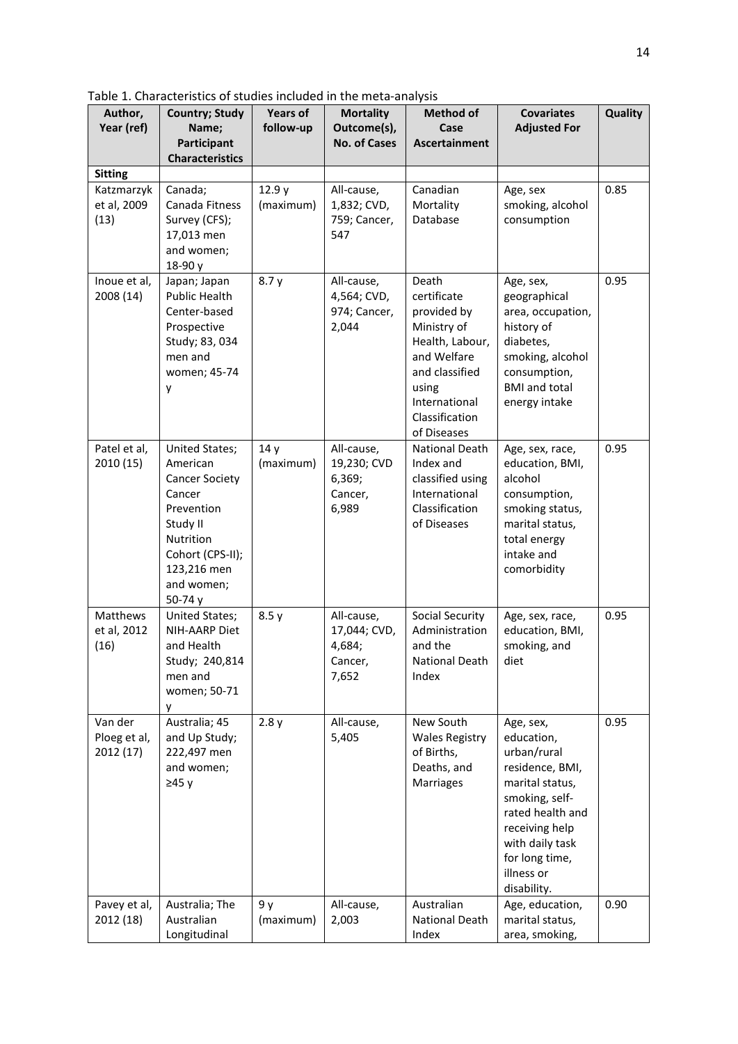Table 1. Characteristics of studies included in the meta-analysis

| Author, Year (ref) | Country; Study Name; Participant Characteristics | Years of follow-up | Mortality Outcome(s), No. of Cases | Method of Case Ascertainment | Covariates Adjusted For | Quality |
|---|---|---|---|---|---|---|
| **Sitting** | | | | | | |
| Katzmarzyk et al, 2009 (13) | Canada; Canada Fitness Survey (CFS); 17,013 men and women; 18-90 y | 12.9 y (maximum) | All-cause, 1,832; CVD, 759; Cancer, 547 | Canadian Mortality Database | Age, sex smoking, alcohol consumption | 0.85 |
| Inoue et al, 2008 (14) | Japan; Japan Public Health Center-based Prospective Study; 83, 034 men and women; 45-74 y | 8.7 y | All-cause, 4,564; CVD, 974; Cancer, 2,044 | Death certificate provided by Ministry of Health, Labour, and Welfare and classified using International Classification of Diseases | Age, sex, geographical area, occupation, history of diabetes, smoking, alcohol consumption, BMI and total energy intake | 0.95 |
| Patel et al, 2010 (15) | United States; American Cancer Society Cancer Prevention Study II Nutrition Cohort (CPS-II); 123,216 men and women; 50-74 y | 14 y (maximum) | All-cause, 19,230; CVD 6,369; Cancer, 6,989 | National Death Index and classified using International Classification of Diseases | Age, sex, race, education, BMI, alcohol consumption, smoking status, marital status, total energy intake and comorbidity | 0.95 |
| Matthews et al, 2012 (16) | United States; NIH-AARP Diet and Health Study; 240,814 men and women; 50-71 y | 8.5 y | All-cause, 17,044; CVD, 4,684; Cancer, 7,652 | Social Security Administration and the National Death Index | Age, sex, race, education, BMI, smoking, and diet | 0.95 |
| Van der Ploeg et al, 2012 (17) | Australia; 45 and Up Study; 222,497 men and women; ≥45 y | 2.8 y | All-cause, 5,405 | New South Wales Registry of Births, Deaths, and Marriages | Age, sex, education, urban/rural residence, BMI, marital status, smoking, self-rated health and receiving help with daily task for long time, illness or disability. | 0.95 |
| Pavey et al, 2012 (18) | Australia; The Australian Longitudinal | 9 y (maximum) | All-cause, 2,003 | Australian National Death Index | Age, education, marital status, area, smoking, | 0.90 |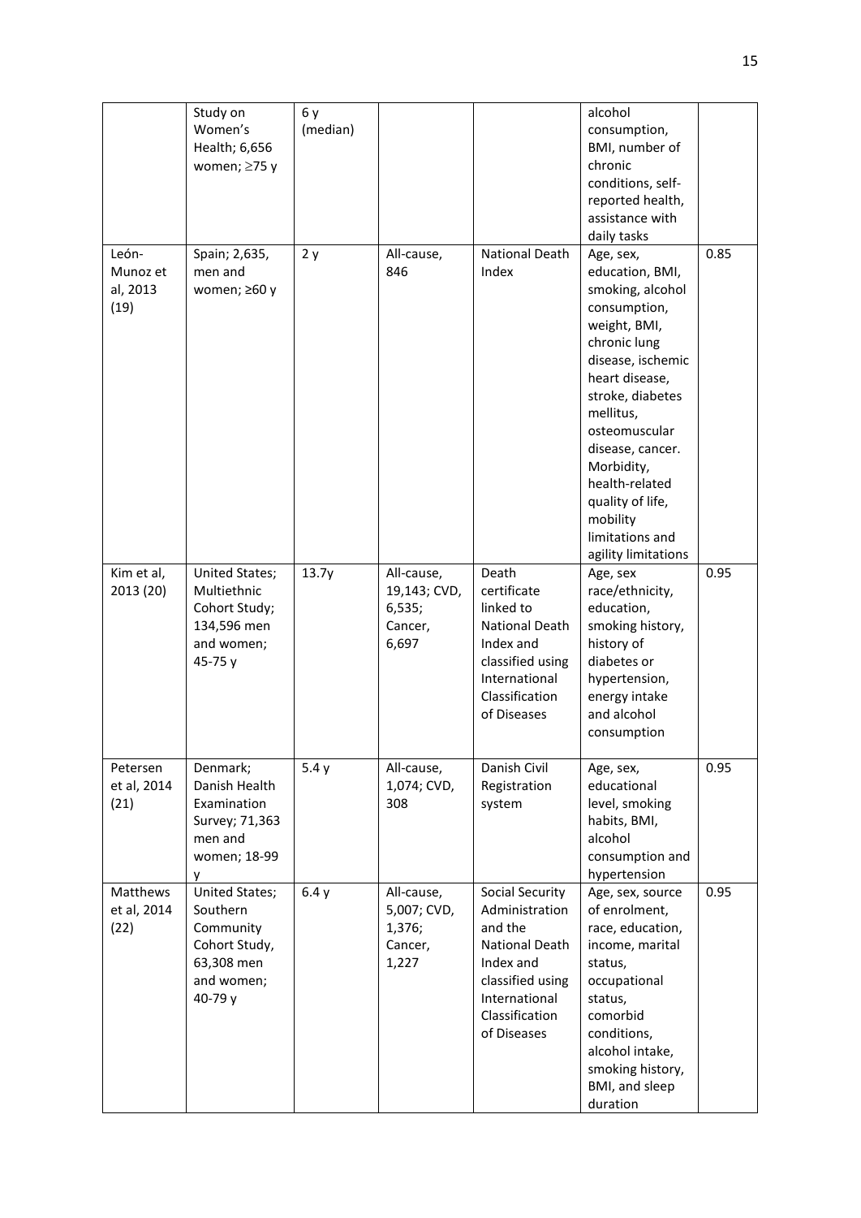|  | Study on Women's Health; 6,656 women; ≥75 y | 6 y (median) |  |  | alcohol consumption, BMI, number of chronic conditions, self-reported health, assistance with daily tasks |  |
|---|---|---|---|---|---|---|
| León-Munoz et al, 2013 (19) | Spain; 2,635, men and women; ≥60 y | 2 y | All-cause, 846 | National Death Index | Age, sex, education, BMI, smoking, alcohol consumption, weight, BMI, chronic lung disease, ischemic heart disease, stroke, diabetes mellitus, osteomuscular disease, cancer. Morbidity, health-related quality of life, mobility limitations and agility limitations | 0.85 |
| Kim et al, 2013 (20) | United States; Multiethnic Cohort Study; 134,596 men and women; 45-75 y | 13.7y | All-cause, 19,143; CVD, 6,535; Cancer, 6,697 | Death certificate linked to National Death Index and classified using International Classification of Diseases | Age, sex race/ethnicity, education, smoking history, history of diabetes or hypertension, energy intake and alcohol consumption | 0.95 |
| Petersen et al, 2014 (21) | Denmark; Danish Health Examination Survey; 71,363 men and women; 18-99 y | 5.4 y | All-cause, 1,074; CVD, 308 | Danish Civil Registration system | Age, sex, educational level, smoking habits, BMI, alcohol consumption and hypertension | 0.95 |
| Matthews et al, 2014 (22) | United States; Southern Community Cohort Study, 63,308 men and women; 40-79 y | 6.4 y | All-cause, 5,007; CVD, 1,376; Cancer, 1,227 | Social Security Administration and the National Death Index and classified using International Classification of Diseases | Age, sex, source of enrolment, race, education, income, marital status, occupational status, comorbid conditions, alcohol intake, smoking history, BMI, and sleep duration | 0.95 |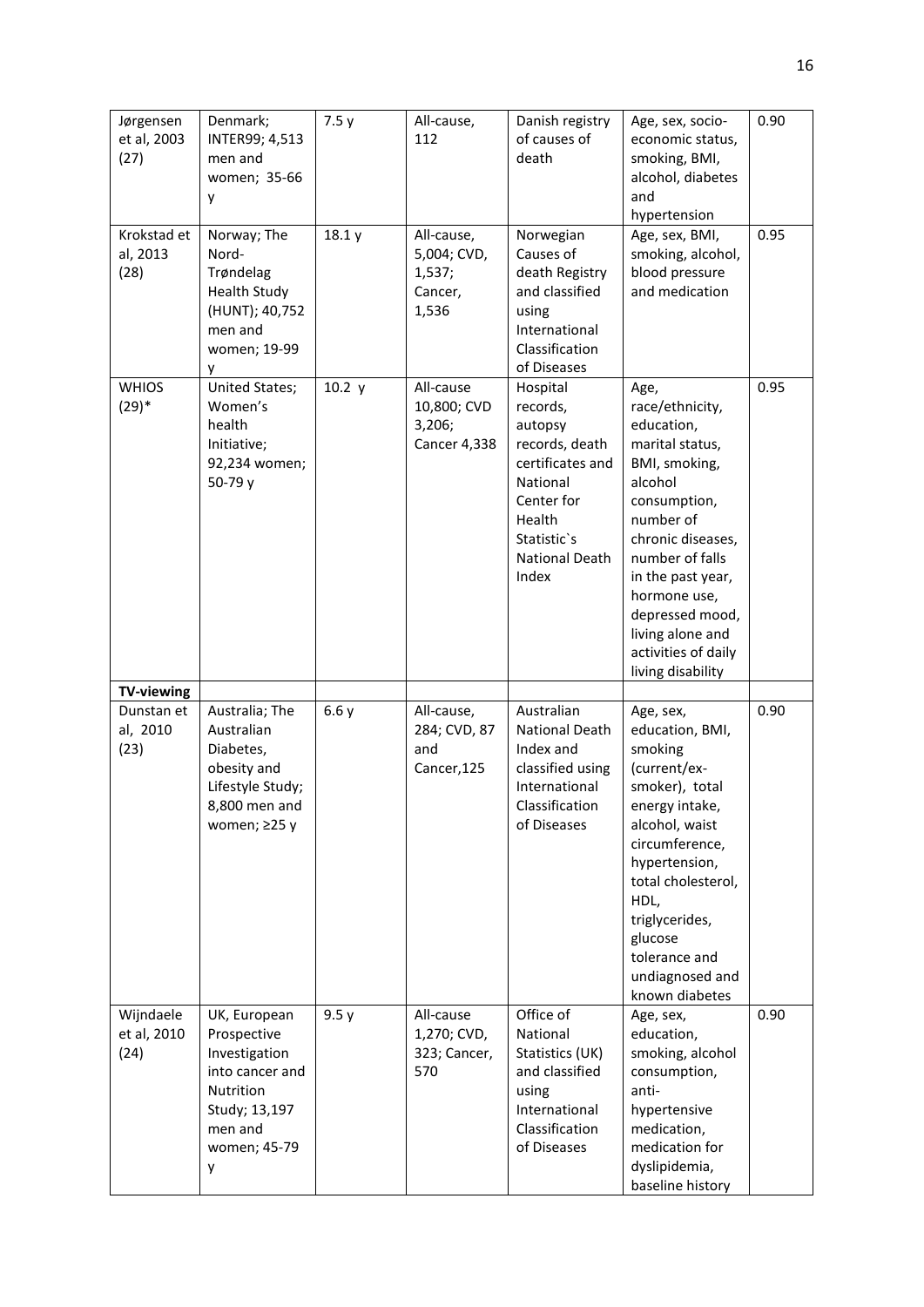| | | | | | | |
|---|---|---|---|---|---|---|
| Jørgensen et al, 2003 (27) | Denmark; INTER99; 4,513 men and women; 35-66 y | 7.5 y | All-cause, 112 | Danish registry of causes of death | Age, sex, socio-economic status, smoking, BMI, alcohol, diabetes and hypertension | 0.90 |
| Krokstad et al, 2013 (28) | Norway; The Nord-Trøndelag Health Study (HUNT); 40,752 men and women; 19-99 y | 18.1 y | All-cause, 5,004; CVD, 1,537; Cancer, 1,536 | Norwegian Causes of death Registry and classified using International Classification of Diseases | Age, sex, BMI, smoking, alcohol, blood pressure and medication | 0.95 |
| WHIOS (29)* | United States; Women's health Initiative; 92,234 women; 50-79 y | 10.2 y | All-cause 10,800; CVD 3,206; Cancer 4,338 | Hospital records, autopsy records, death certificates and National Center for Health Statistic`s National Death Index | Age, race/ethnicity, education, marital status, BMI, smoking, alcohol consumption, number of chronic diseases, number of falls in the past year, hormone use, depressed mood, living alone and activities of daily living disability | 0.95 |
| **TV-viewing** | | | | | | |
| Dunstan et al, 2010 (23) | Australia; The Australian Diabetes, obesity and Lifestyle Study; 8,800 men and women; ≥25 y | 6.6 y | All-cause, 284; CVD, 87 and Cancer,125 | Australian National Death Index and classified using International Classification of Diseases | Age, sex, education, BMI, smoking (current/ex-smoker), total energy intake, alcohol, waist circumference, hypertension, total cholesterol, HDL, triglycerides, glucose tolerance and undiagnosed and known diabetes | 0.90 |
| Wijndaele et al, 2010 (24) | UK, European Prospective Investigation into cancer and Nutrition Study; 13,197 men and women; 45-79 y | 9.5 y | All-cause 1,270; CVD, 323; Cancer, 570 | Office of National Statistics (UK) and classified using International Classification of Diseases | Age, sex, education, smoking, alcohol consumption, anti-hypertensive medication, medication for dyslipidemia, baseline history | 0.90 |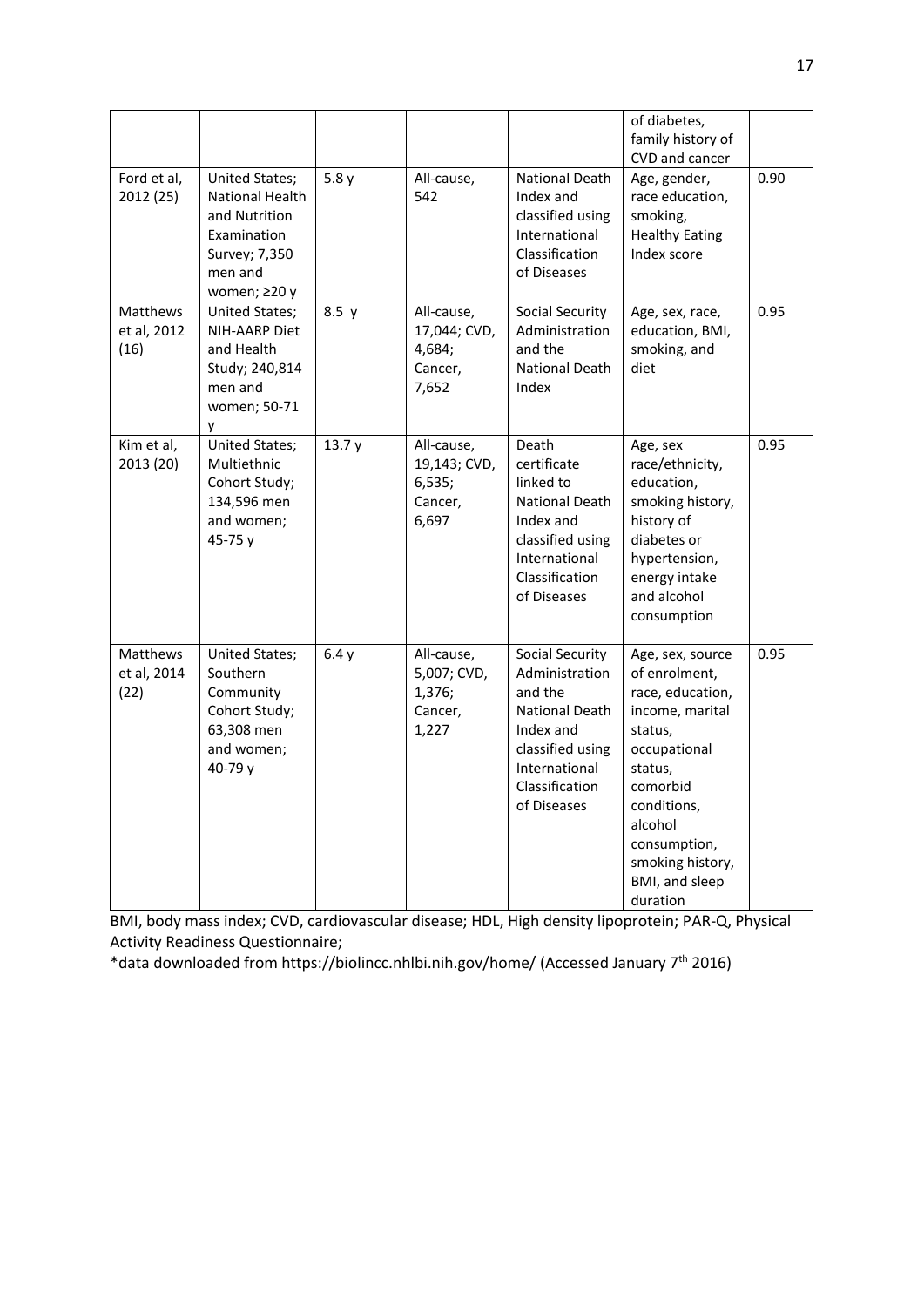| | | | | | of diabetes, family history of CVD and cancer | |
|---|---|---|---|---|---|---|
| Ford et al, 2012 (25) | United States; National Health and Nutrition Examination Survey; 7,350 men and women; ≥20 y | 5.8 y | All-cause, 542 | National Death Index and classified using International Classification of Diseases | Age, gender, race education, smoking, Healthy Eating Index score | 0.90 |
| Matthews et al, 2012 (16) | United States; NIH-AARP Diet and Health Study; 240,814 men and women; 50-71 y | 8.5 y | All-cause, 17,044; CVD, 4,684; Cancer, 7,652 | Social Security Administration and the National Death Index | Age, sex, race, education, BMI, smoking, and diet | 0.95 |
| Kim et al, 2013 (20) | United States; Multiethnic Cohort Study; 134,596 men and women; 45-75 y | 13.7 y | All-cause, 19,143; CVD, 6,535; Cancer, 6,697 | Death certificate linked to National Death Index and classified using International Classification of Diseases | Age, sex race/ethnicity, education, smoking history, history of diabetes or hypertension, energy intake and alcohol consumption | 0.95 |
| Matthews et al, 2014 (22) | United States; Southern Community Cohort Study; 63,308 men and women; 40-79 y | 6.4 y | All-cause, 5,007; CVD, 1,376; Cancer, 1,227 | Social Security Administration and the National Death Index and classified using International Classification of Diseases | Age, sex, source of enrolment, race, education, income, marital status, occupational status, comorbid conditions, alcohol consumption, smoking history, BMI, and sleep duration | 0.95 |

BMI, body mass index; CVD, cardiovascular disease; HDL, High density lipoprotein; PAR-Q, Physical Activity Readiness Questionnaire;

*data downloaded from https://biolincc.nhlbi.nih.gov/home/ (Accessed January 7th 2016)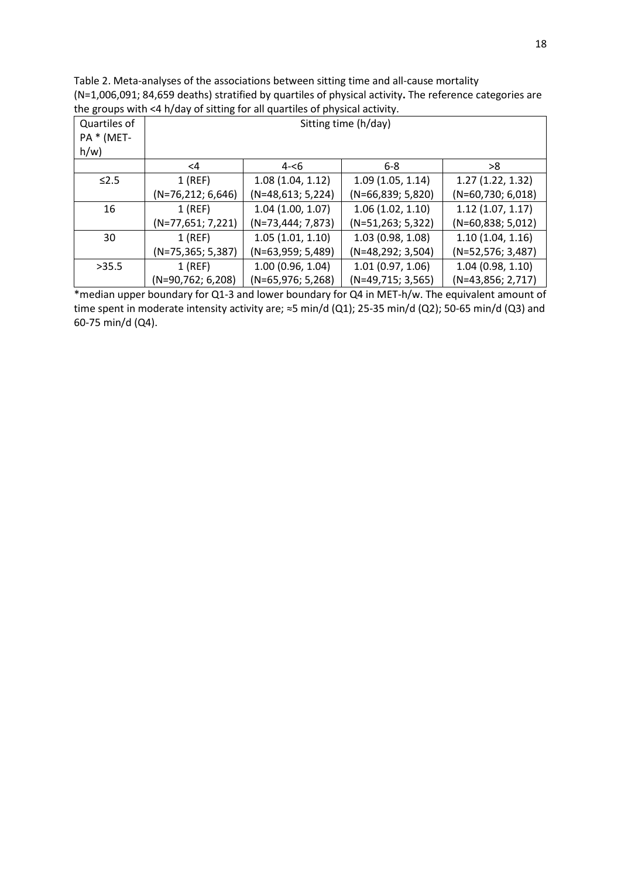Table 2. Meta-analyses of the associations between sitting time and all-cause mortality (N=1,006,091; 84,659 deaths) stratified by quartiles of physical activity**.** The reference categories are the groups with <4 h/day of sitting for all quartiles of physical activity.

| Quartiles of PA * (MET-h/w) | Sitting time (h/day) | | | |
|---|---|---|---|---|
| | <4 | 4-<6 | 6-8 | >8 |
| ≤2.5 | 1 (REF) (N=76,212; 6,646) | 1.08 (1.04, 1.12) (N=48,613; 5,224) | 1.09 (1.05, 1.14) (N=66,839; 5,820) | 1.27 (1.22, 1.32) (N=60,730; 6,018) |
| 16 | 1 (REF) (N=77,651; 7,221) | 1.04 (1.00, 1.07) (N=73,444; 7,873) | 1.06 (1.02, 1.10) (N=51,263; 5,322) | 1.12 (1.07, 1.17) (N=60,838; 5,012) |
| 30 | 1 (REF) (N=75,365; 5,387) | 1.05 (1.01, 1.10) (N=63,959; 5,489) | 1.03 (0.98, 1.08) (N=48,292; 3,504) | 1.10 (1.04, 1.16) (N=52,576; 3,487) |
| >35.5 | 1 (REF) (N=90,762; 6,208) | 1.00 (0.96, 1.04) (N=65,976; 5,268) | 1.01 (0.97, 1.06) (N=49,715; 3,565) | 1.04 (0.98, 1.10) (N=43,856; 2,717) |

*median upper boundary for Q1-3 and lower boundary for Q4 in MET-h/w. The equivalent amount of time spent in moderate intensity activity are; ≈5 min/d (Q1); 25-35 min/d (Q2); 50-65 min/d (Q3) and 60-75 min/d (Q4).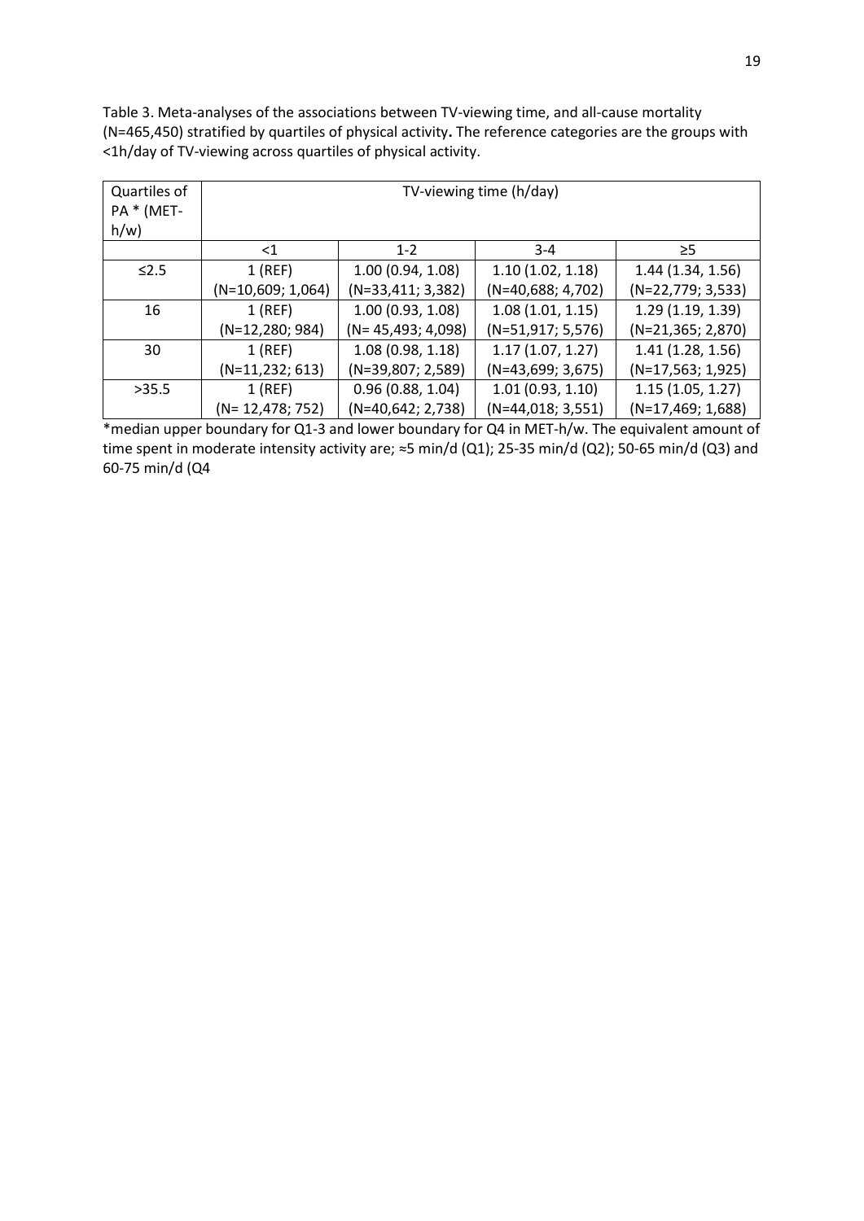Table 3. Meta-analyses of the associations between TV-viewing time, and all-cause mortality (N=465,450) stratified by quartiles of physical activity**.** The reference categories are the groups with <1h/day of TV-viewing across quartiles of physical activity.

| Quartiles of PA * (MET-h/w) | TV-viewing time (h/day) | | | |
|---|---|---|---|---|
| | <1 | 1-2 | 3-4 | ≥5 |
| ≤2.5 | 1 (REF) (N=10,609; 1,064) | 1.00 (0.94, 1.08) (N=33,411; 3,382) | 1.10 (1.02, 1.18) (N=40,688; 4,702) | 1.44 (1.34, 1.56) (N=22,779; 3,533) |
| 16 | 1 (REF) (N=12,280; 984) | 1.00 (0.93, 1.08) (N= 45,493; 4,098) | 1.08 (1.01, 1.15) (N=51,917; 5,576) | 1.29 (1.19, 1.39) (N=21,365; 2,870) |
| 30 | 1 (REF) (N=11,232; 613) | 1.08 (0.98, 1.18) (N=39,807; 2,589) | 1.17 (1.07, 1.27) (N=43,699; 3,675) | 1.41 (1.28, 1.56) (N=17,563; 1,925) |
| >35.5 | 1 (REF) (N= 12,478; 752) | 0.96 (0.88, 1.04) (N=40,642; 2,738) | 1.01 (0.93, 1.10) (N=44,018; 3,551) | 1.15 (1.05, 1.27) (N=17,469; 1,688) |

*median upper boundary for Q1-3 and lower boundary for Q4 in MET-h/w. The equivalent amount of time spent in moderate intensity activity are; ≈5 min/d (Q1); 25-35 min/d (Q2); 50-65 min/d (Q3) and 60-75 min/d (Q4